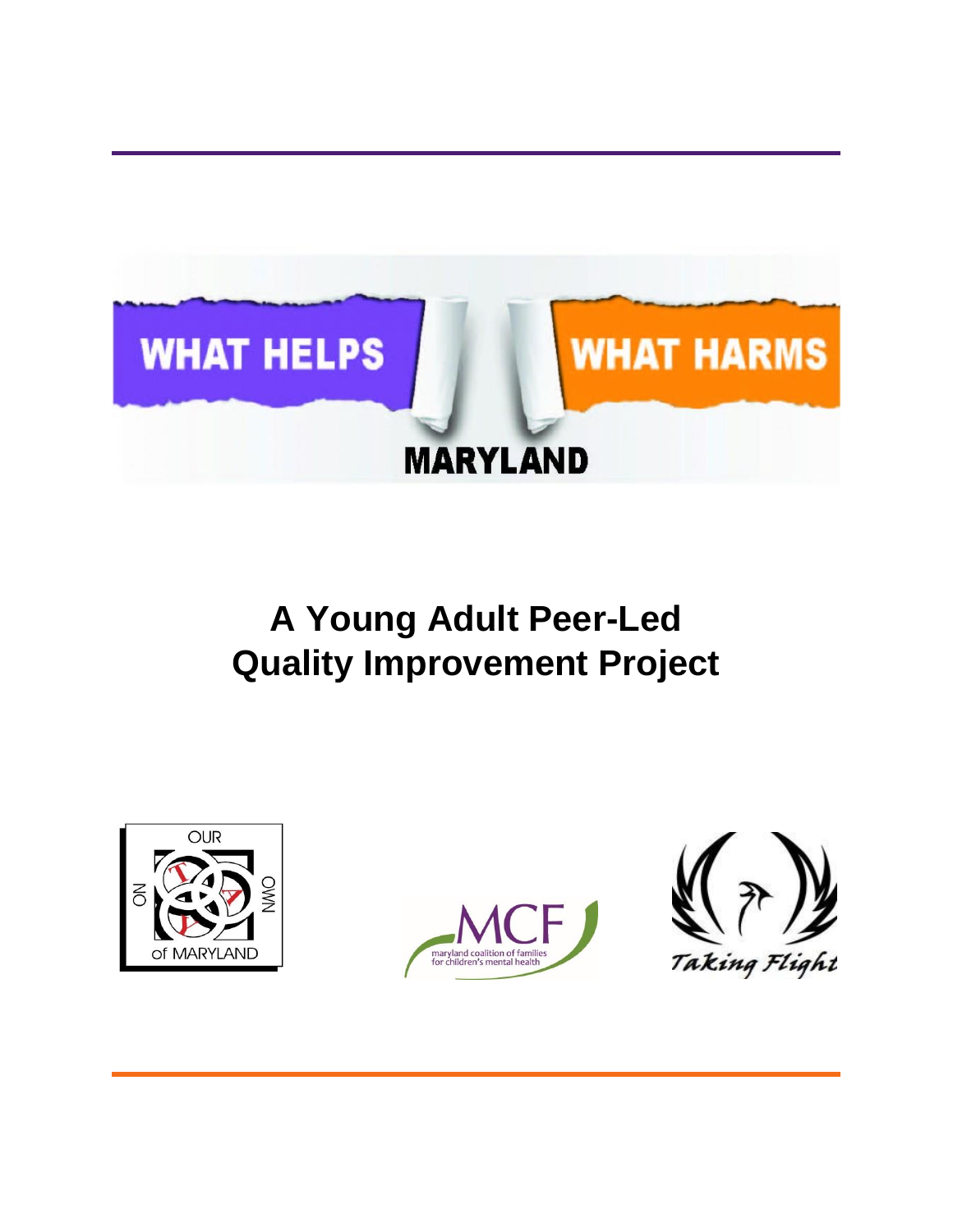WHAT HELPS WHAT HARMS

MARYLAND

# A Young Adult Peer-Led Quality Improvement Project

OUR OWN of MARYLAND

MCF maryland coalition of families for children's mental health

Taking Flight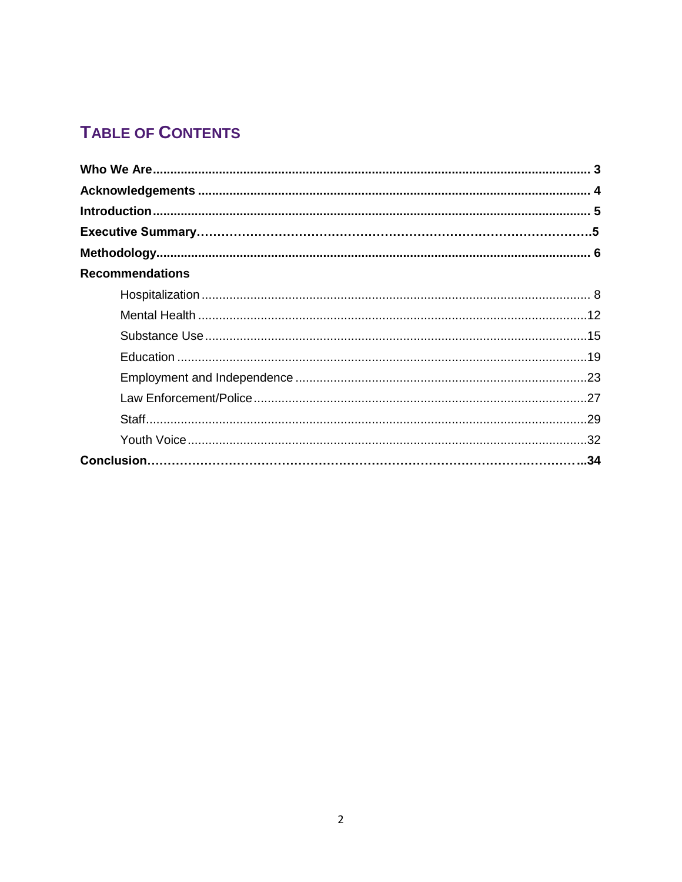# TABLE OF CONTENTS

**Who We Are** ........................................................................................................................ **3**

**Acknowledgements** ............................................................................................................ **4**

**Introduction** ........................................................................................................................ **5**

**Executive Summary**……………………………………………………………………………………**5**

**Methodology** ....................................................................................................................... **6**

**Recommendations**

- Hospitalization ........................................................................................................... 8
- Mental Health ............................................................................................................ 12
- Substance Use .......................................................................................................... 15
- Education .................................................................................................................. 19
- Employment and Independence ................................................................................ 23
- Law Enforcement/Police ............................................................................................ 27
- Staff ........................................................................................................................... 29
- Youth Voice ................................................................................................................ 32

**Conclusion**…………………………………………………………………………………………..**34**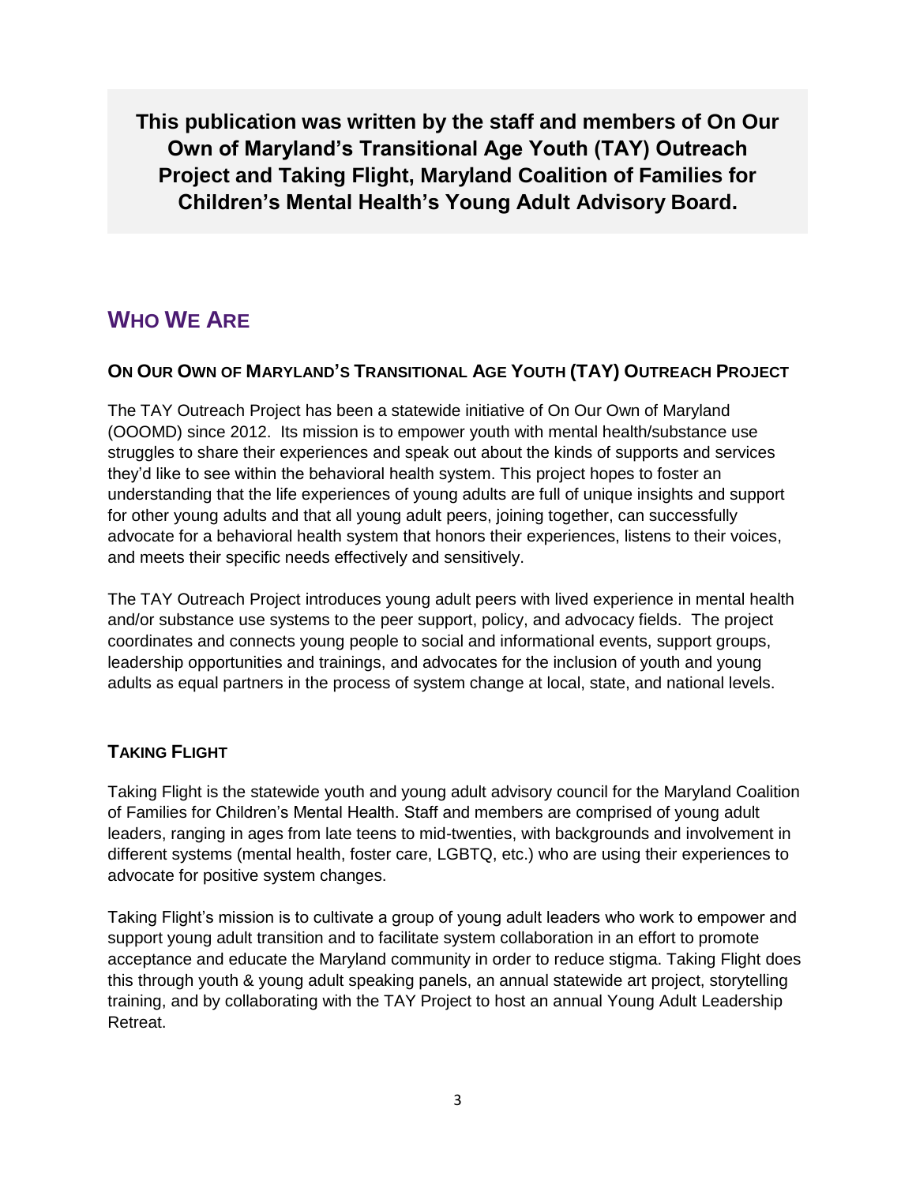**This publication was written by the staff and members of On Our Own of Maryland's Transitional Age Youth (TAY) Outreach Project and Taking Flight, Maryland Coalition of Families for Children's Mental Health's Young Adult Advisory Board.**

## WHO WE ARE

### ON OUR OWN OF MARYLAND'S TRANSITIONAL AGE YOUTH (TAY) OUTREACH PROJECT

The TAY Outreach Project has been a statewide initiative of On Our Own of Maryland (OOOMD) since 2012. Its mission is to empower youth with mental health/substance use struggles to share their experiences and speak out about the kinds of supports and services they'd like to see within the behavioral health system. This project hopes to foster an understanding that the life experiences of young adults are full of unique insights and support for other young adults and that all young adult peers, joining together, can successfully advocate for a behavioral health system that honors their experiences, listens to their voices, and meets their specific needs effectively and sensitively.

The TAY Outreach Project introduces young adult peers with lived experience in mental health and/or substance use systems to the peer support, policy, and advocacy fields. The project coordinates and connects young people to social and informational events, support groups, leadership opportunities and trainings, and advocates for the inclusion of youth and young adults as equal partners in the process of system change at local, state, and national levels.

### TAKING FLIGHT

Taking Flight is the statewide youth and young adult advisory council for the Maryland Coalition of Families for Children's Mental Health. Staff and members are comprised of young adult leaders, ranging in ages from late teens to mid-twenties, with backgrounds and involvement in different systems (mental health, foster care, LGBTQ, etc.) who are using their experiences to advocate for positive system changes.

Taking Flight's mission is to cultivate a group of young adult leaders who work to empower and support young adult transition and to facilitate system collaboration in an effort to promote acceptance and educate the Maryland community in order to reduce stigma. Taking Flight does this through youth & young adult speaking panels, an annual statewide art project, storytelling training, and by collaborating with the TAY Project to host an annual Young Adult Leadership Retreat.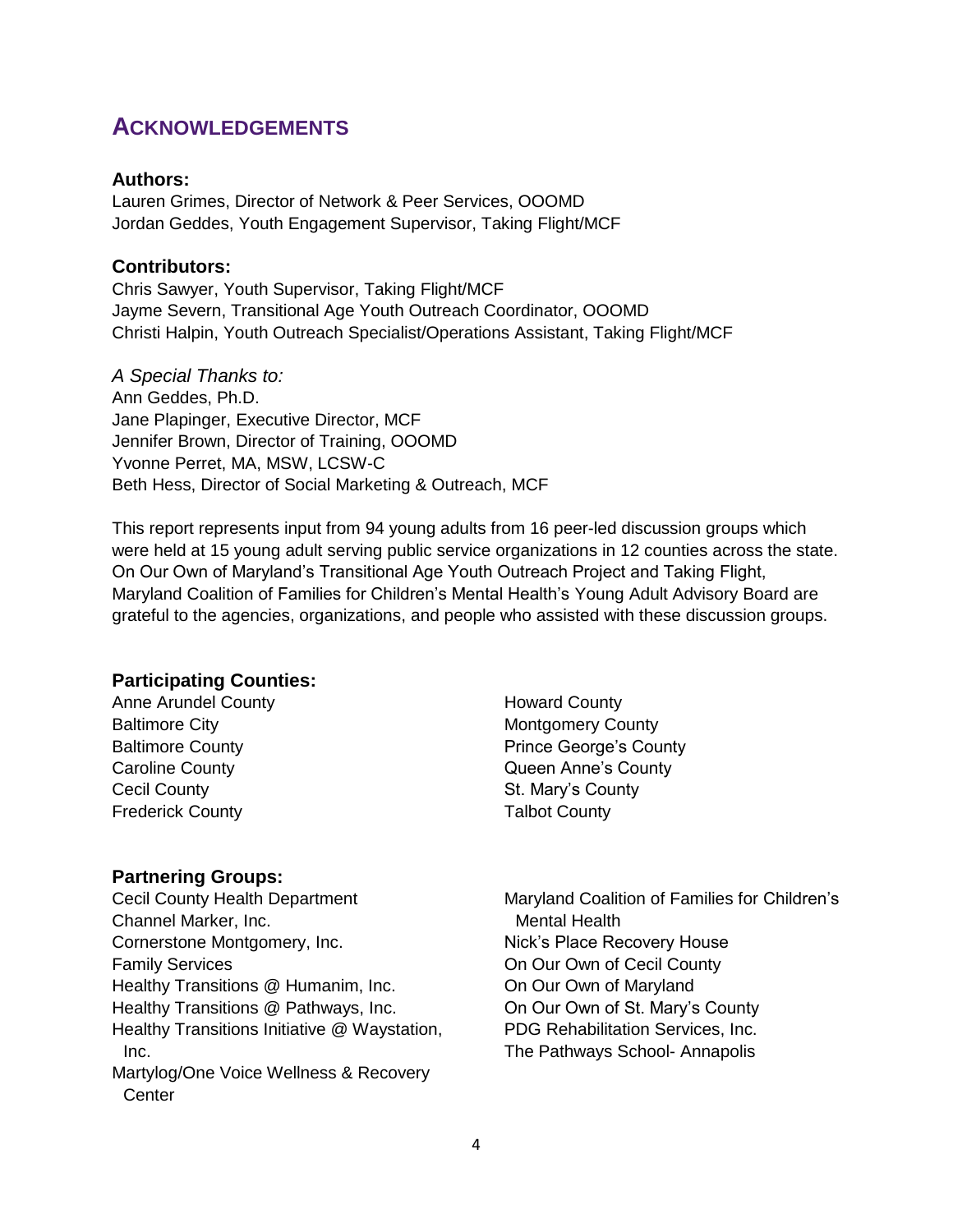## ACKNOWLEDGEMENTS

**Authors:**
Lauren Grimes, Director of Network & Peer Services, OOOMD
Jordan Geddes, Youth Engagement Supervisor, Taking Flight/MCF

**Contributors:**
Chris Sawyer, Youth Supervisor, Taking Flight/MCF
Jayme Severn, Transitional Age Youth Outreach Coordinator, OOOMD
Christi Halpin, Youth Outreach Specialist/Operations Assistant, Taking Flight/MCF

*A Special Thanks to:*
Ann Geddes, Ph.D.
Jane Plapinger, Executive Director, MCF
Jennifer Brown, Director of Training, OOOMD
Yvonne Perret, MA, MSW, LCSW-C
Beth Hess, Director of Social Marketing & Outreach, MCF

This report represents input from 94 young adults from 16 peer-led discussion groups which were held at 15 young adult serving public service organizations in 12 counties across the state. On Our Own of Maryland's Transitional Age Youth Outreach Project and Taking Flight, Maryland Coalition of Families for Children's Mental Health's Young Adult Advisory Board are grateful to the agencies, organizations, and people who assisted with these discussion groups.

**Participating Counties:**

Anne Arundel County
Baltimore City
Baltimore County
Caroline County
Cecil County
Frederick County
Howard County
Montgomery County
Prince George's County
Queen Anne's County
St. Mary's County
Talbot County

**Partnering Groups:**

Cecil County Health Department
Channel Marker, Inc.
Cornerstone Montgomery, Inc.
Family Services
Healthy Transitions @ Humanim, Inc.
Healthy Transitions @ Pathways, Inc.
Healthy Transitions Initiative @ Waystation, Inc.
Martylog/One Voice Wellness & Recovery Center
Maryland Coalition of Families for Children's Mental Health
Nick's Place Recovery House
On Our Own of Cecil County
On Our Own of Maryland
On Our Own of St. Mary's County
PDG Rehabilitation Services, Inc.
The Pathways School- Annapolis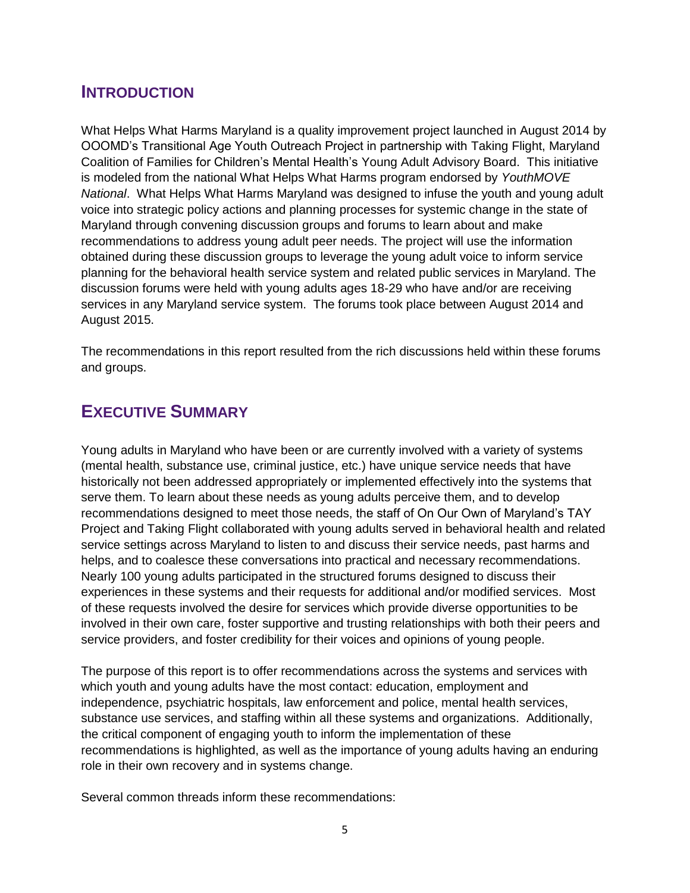## INTRODUCTION

What Helps What Harms Maryland is a quality improvement project launched in August 2014 by OOOMD's Transitional Age Youth Outreach Project in partnership with Taking Flight, Maryland Coalition of Families for Children's Mental Health's Young Adult Advisory Board. This initiative is modeled from the national What Helps What Harms program endorsed by *YouthMOVE National*. What Helps What Harms Maryland was designed to infuse the youth and young adult voice into strategic policy actions and planning processes for systemic change in the state of Maryland through convening discussion groups and forums to learn about and make recommendations to address young adult peer needs. The project will use the information obtained during these discussion groups to leverage the young adult voice to inform service planning for the behavioral health service system and related public services in Maryland. The discussion forums were held with young adults ages 18-29 who have and/or are receiving services in any Maryland service system. The forums took place between August 2014 and August 2015.

The recommendations in this report resulted from the rich discussions held within these forums and groups.

## EXECUTIVE SUMMARY

Young adults in Maryland who have been or are currently involved with a variety of systems (mental health, substance use, criminal justice, etc.) have unique service needs that have historically not been addressed appropriately or implemented effectively into the systems that serve them. To learn about these needs as young adults perceive them, and to develop recommendations designed to meet those needs, the staff of On Our Own of Maryland's TAY Project and Taking Flight collaborated with young adults served in behavioral health and related service settings across Maryland to listen to and discuss their service needs, past harms and helps, and to coalesce these conversations into practical and necessary recommendations. Nearly 100 young adults participated in the structured forums designed to discuss their experiences in these systems and their requests for additional and/or modified services. Most of these requests involved the desire for services which provide diverse opportunities to be involved in their own care, foster supportive and trusting relationships with both their peers and service providers, and foster credibility for their voices and opinions of young people.

The purpose of this report is to offer recommendations across the systems and services with which youth and young adults have the most contact: education, employment and independence, psychiatric hospitals, law enforcement and police, mental health services, substance use services, and staffing within all these systems and organizations. Additionally, the critical component of engaging youth to inform the implementation of these recommendations is highlighted, as well as the importance of young adults having an enduring role in their own recovery and in systems change.

Several common threads inform these recommendations: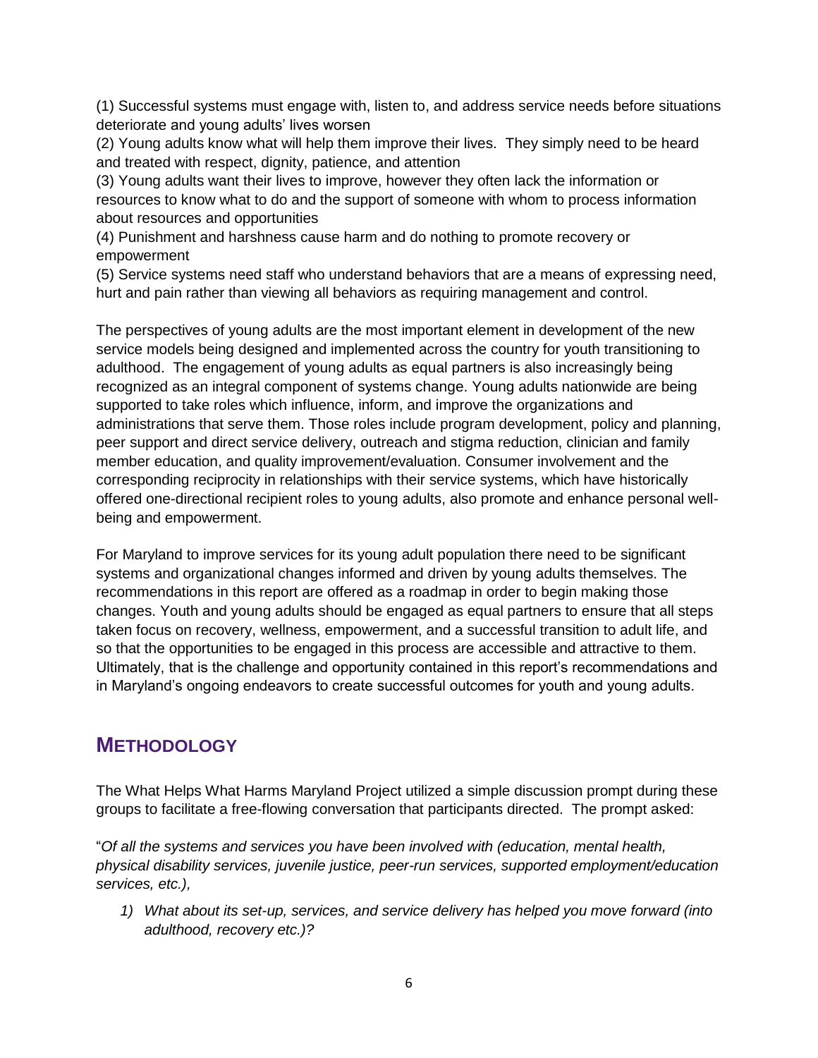(1) Successful systems must engage with, listen to, and address service needs before situations deteriorate and young adults' lives worsen

(2) Young adults know what will help them improve their lives. They simply need to be heard and treated with respect, dignity, patience, and attention

(3) Young adults want their lives to improve, however they often lack the information or resources to know what to do and the support of someone with whom to process information about resources and opportunities

(4) Punishment and harshness cause harm and do nothing to promote recovery or empowerment

(5) Service systems need staff who understand behaviors that are a means of expressing need, hurt and pain rather than viewing all behaviors as requiring management and control.

The perspectives of young adults are the most important element in development of the new service models being designed and implemented across the country for youth transitioning to adulthood. The engagement of young adults as equal partners is also increasingly being recognized as an integral component of systems change. Young adults nationwide are being supported to take roles which influence, inform, and improve the organizations and administrations that serve them. Those roles include program development, policy and planning, peer support and direct service delivery, outreach and stigma reduction, clinician and family member education, and quality improvement/evaluation. Consumer involvement and the corresponding reciprocity in relationships with their service systems, which have historically offered one-directional recipient roles to young adults, also promote and enhance personal well-being and empowerment.

For Maryland to improve services for its young adult population there need to be significant systems and organizational changes informed and driven by young adults themselves. The recommendations in this report are offered as a roadmap in order to begin making those changes. Youth and young adults should be engaged as equal partners to ensure that all steps taken focus on recovery, wellness, empowerment, and a successful transition to adult life, and so that the opportunities to be engaged in this process are accessible and attractive to them. Ultimately, that is the challenge and opportunity contained in this report's recommendations and in Maryland's ongoing endeavors to create successful outcomes for youth and young adults.

## METHODOLOGY

The What Helps What Harms Maryland Project utilized a simple discussion prompt during these groups to facilitate a free-flowing conversation that participants directed. The prompt asked:

"*Of all the systems and services you have been involved with (education, mental health, physical disability services, juvenile justice, peer-run services, supported employment/education services, etc.),*

1) *What about its set-up, services, and service delivery has helped you move forward (into adulthood, recovery etc.)?*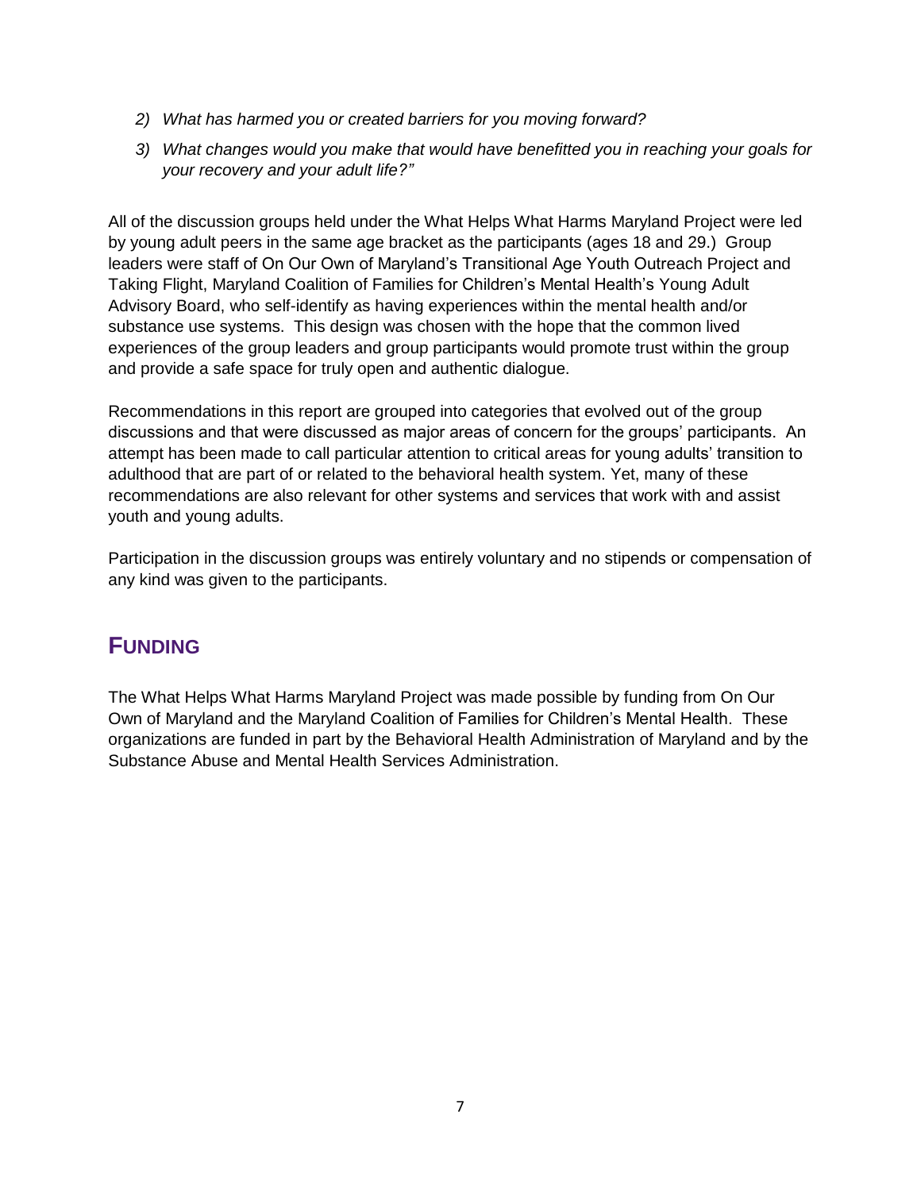*2) What has harmed you or created barriers for you moving forward?*

*3) What changes would you make that would have benefitted you in reaching your goals for your recovery and your adult life?"*

All of the discussion groups held under the What Helps What Harms Maryland Project were led by young adult peers in the same age bracket as the participants (ages 18 and 29.) Group leaders were staff of On Our Own of Maryland's Transitional Age Youth Outreach Project and Taking Flight, Maryland Coalition of Families for Children's Mental Health's Young Adult Advisory Board, who self-identify as having experiences within the mental health and/or substance use systems. This design was chosen with the hope that the common lived experiences of the group leaders and group participants would promote trust within the group and provide a safe space for truly open and authentic dialogue.

Recommendations in this report are grouped into categories that evolved out of the group discussions and that were discussed as major areas of concern for the groups' participants. An attempt has been made to call particular attention to critical areas for young adults' transition to adulthood that are part of or related to the behavioral health system. Yet, many of these recommendations are also relevant for other systems and services that work with and assist youth and young adults.

Participation in the discussion groups was entirely voluntary and no stipends or compensation of any kind was given to the participants.

## FUNDING

The What Helps What Harms Maryland Project was made possible by funding from On Our Own of Maryland and the Maryland Coalition of Families for Children's Mental Health. These organizations are funded in part by the Behavioral Health Administration of Maryland and by the Substance Abuse and Mental Health Services Administration.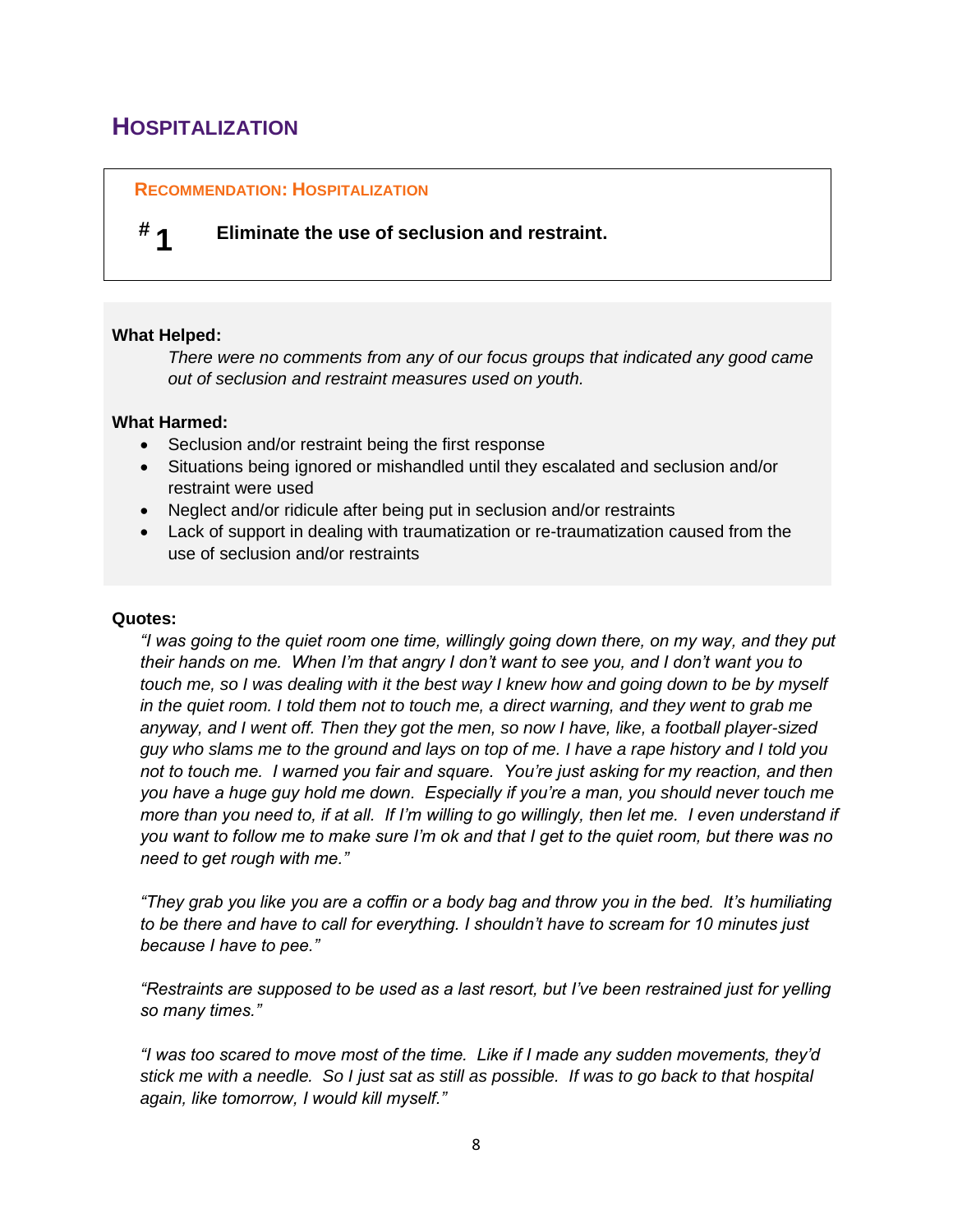## HOSPITALIZATION

**RECOMMENDATION: HOSPITALIZATION**

**# 1** **Eliminate the use of seclusion and restraint.**

**What Helped:**

*There were no comments from any of our focus groups that indicated any good came out of seclusion and restraint measures used on youth.*

**What Harmed:**

- Seclusion and/or restraint being the first response
- Situations being ignored or mishandled until they escalated and seclusion and/or restraint were used
- Neglect and/or ridicule after being put in seclusion and/or restraints
- Lack of support in dealing with traumatization or re-traumatization caused from the use of seclusion and/or restraints

**Quotes:**

*"I was going to the quiet room one time, willingly going down there, on my way, and they put their hands on me. When I'm that angry I don't want to see you, and I don't want you to touch me, so I was dealing with it the best way I knew how and going down to be by myself in the quiet room. I told them not to touch me, a direct warning, and they went to grab me anyway, and I went off. Then they got the men, so now I have, like, a football player-sized guy who slams me to the ground and lays on top of me. I have a rape history and I told you not to touch me. I warned you fair and square. You're just asking for my reaction, and then you have a huge guy hold me down. Especially if you're a man, you should never touch me more than you need to, if at all. If I'm willing to go willingly, then let me. I even understand if you want to follow me to make sure I'm ok and that I get to the quiet room, but there was no need to get rough with me."*

*"They grab you like you are a coffin or a body bag and throw you in the bed. It's humiliating to be there and have to call for everything. I shouldn't have to scream for 10 minutes just because I have to pee."*

*"Restraints are supposed to be used as a last resort, but I've been restrained just for yelling so many times."*

*"I was too scared to move most of the time. Like if I made any sudden movements, they'd stick me with a needle. So I just sat as still as possible. If was to go back to that hospital again, like tomorrow, I would kill myself."*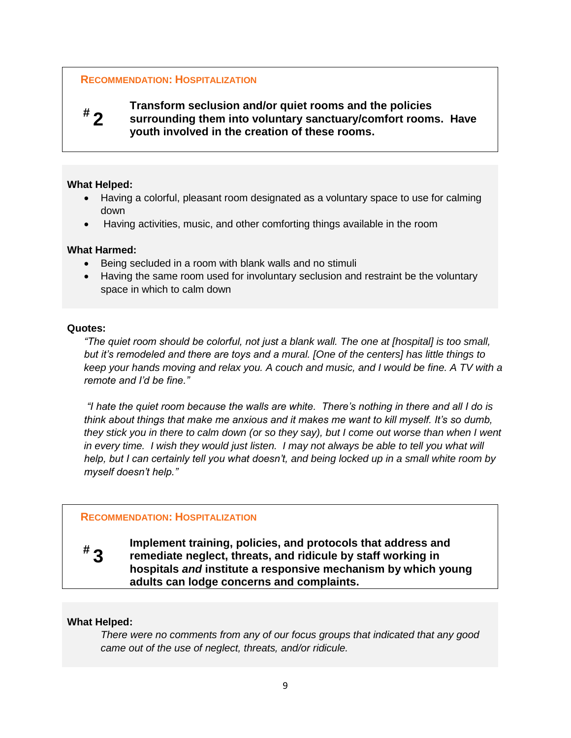**RECOMMENDATION: HOSPITALIZATION**

**# 2** **Transform seclusion and/or quiet rooms and the policies surrounding them into voluntary sanctuary/comfort rooms. Have youth involved in the creation of these rooms.**

**What Helped:**

- Having a colorful, pleasant room designated as a voluntary space to use for calming down
- Having activities, music, and other comforting things available in the room

**What Harmed:**

- Being secluded in a room with blank walls and no stimuli
- Having the same room used for involuntary seclusion and restraint be the voluntary space in which to calm down

**Quotes:**

*"The quiet room should be colorful, not just a blank wall. The one at [hospital] is too small, but it's remodeled and there are toys and a mural. [One of the centers] has little things to keep your hands moving and relax you. A couch and music, and I would be fine. A TV with a remote and I'd be fine."*

*"I hate the quiet room because the walls are white. There's nothing in there and all I do is think about things that make me anxious and it makes me want to kill myself. It's so dumb, they stick you in there to calm down (or so they say), but I come out worse than when I went in every time. I wish they would just listen. I may not always be able to tell you what will help, but I can certainly tell you what doesn't, and being locked up in a small white room by myself doesn't help."*

**RECOMMENDATION: HOSPITALIZATION**

**# 3** **Implement training, policies, and protocols that address and remediate neglect, threats, and ridicule by staff working in hospitals *and* institute a responsive mechanism by which young adults can lodge concerns and complaints.**

**What Helped:**

*There were no comments from any of our focus groups that indicated that any good came out of the use of neglect, threats, and/or ridicule.*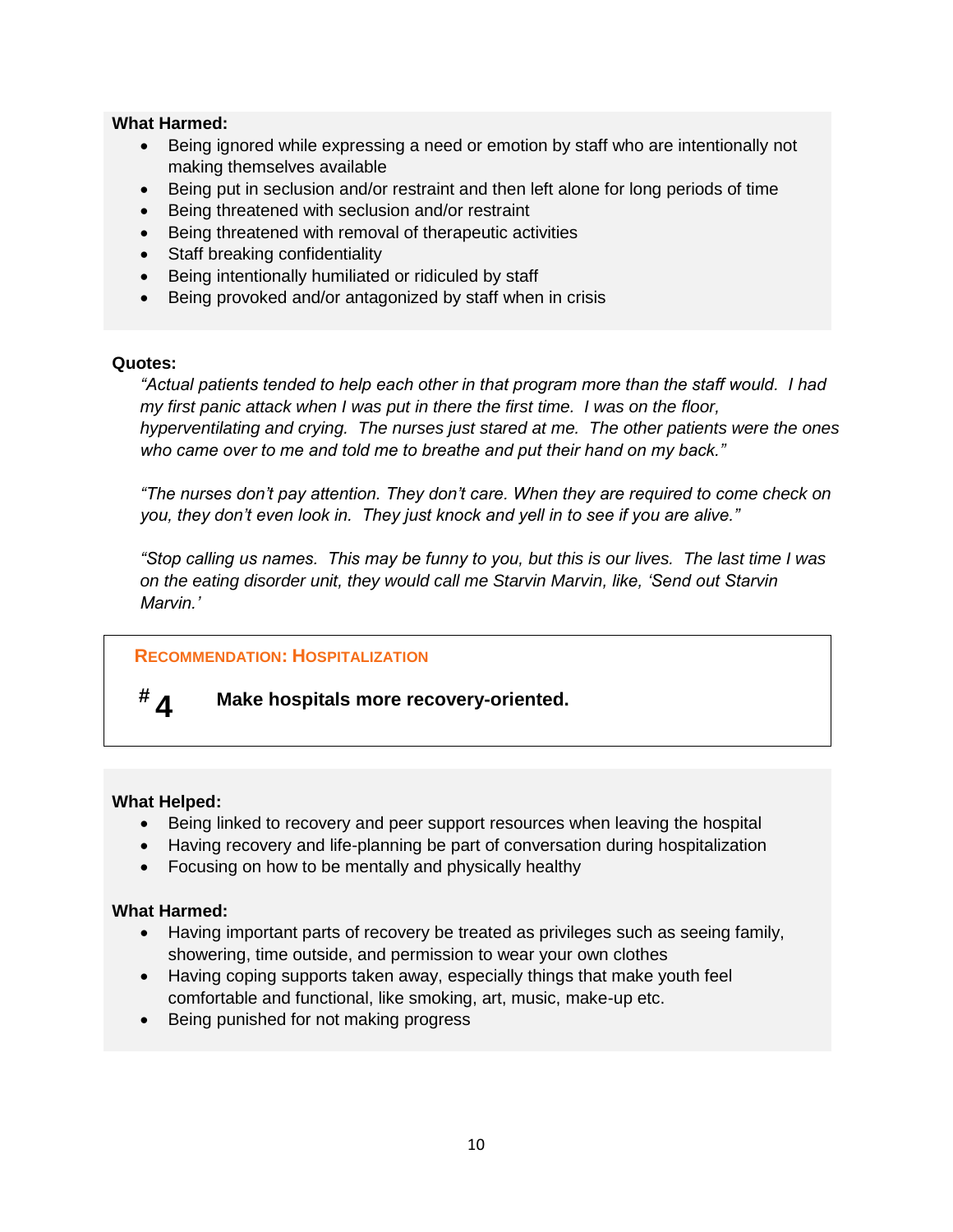**What Harmed:**

- Being ignored while expressing a need or emotion by staff who are intentionally not making themselves available
- Being put in seclusion and/or restraint and then left alone for long periods of time
- Being threatened with seclusion and/or restraint
- Being threatened with removal of therapeutic activities
- Staff breaking confidentiality
- Being intentionally humiliated or ridiculed by staff
- Being provoked and/or antagonized by staff when in crisis

**Quotes:**

*"Actual patients tended to help each other in that program more than the staff would. I had my first panic attack when I was put in there the first time. I was on the floor, hyperventilating and crying. The nurses just stared at me. The other patients were the ones who came over to me and told me to breathe and put their hand on my back."*

*"The nurses don't pay attention. They don't care. When they are required to come check on you, they don't even look in. They just knock and yell in to see if you are alive."*

*"Stop calling us names. This may be funny to you, but this is our lives. The last time I was on the eating disorder unit, they would call me Starvin Marvin, like, 'Send out Starvin Marvin.'*

## RECOMMENDATION: HOSPITALIZATION

**# 4 Make hospitals more recovery-oriented.**

**What Helped:**

- Being linked to recovery and peer support resources when leaving the hospital
- Having recovery and life-planning be part of conversation during hospitalization
- Focusing on how to be mentally and physically healthy

**What Harmed:**

- Having important parts of recovery be treated as privileges such as seeing family, showering, time outside, and permission to wear your own clothes
- Having coping supports taken away, especially things that make youth feel comfortable and functional, like smoking, art, music, make-up etc.
- Being punished for not making progress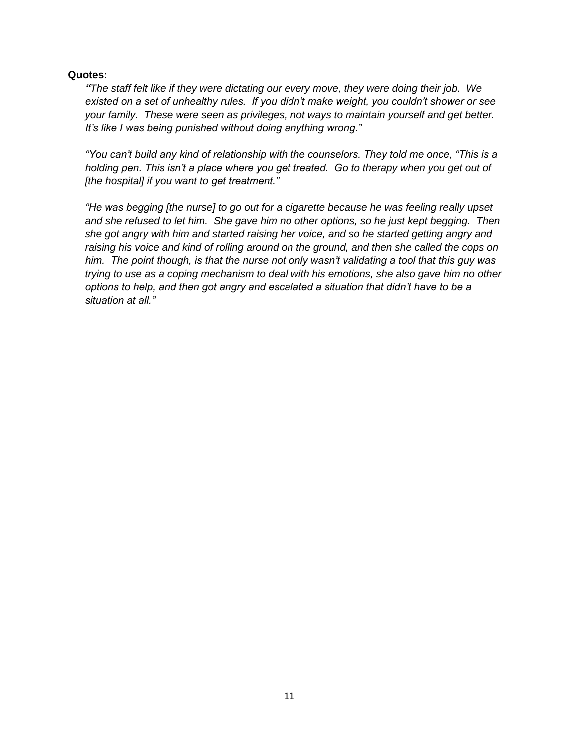**Quotes:**

*"The staff felt like if they were dictating our every move, they were doing their job. We existed on a set of unhealthy rules. If you didn't make weight, you couldn't shower or see your family. These were seen as privileges, not ways to maintain yourself and get better. It's like I was being punished without doing anything wrong."*

*"You can't build any kind of relationship with the counselors. They told me once, "This is a holding pen. This isn't a place where you get treated. Go to therapy when you get out of [the hospital] if you want to get treatment."*

*"He was begging [the nurse] to go out for a cigarette because he was feeling really upset and she refused to let him. She gave him no other options, so he just kept begging. Then she got angry with him and started raising her voice, and so he started getting angry and raising his voice and kind of rolling around on the ground, and then she called the cops on him. The point though, is that the nurse not only wasn't validating a tool that this guy was trying to use as a coping mechanism to deal with his emotions, she also gave him no other options to help, and then got angry and escalated a situation that didn't have to be a situation at all."*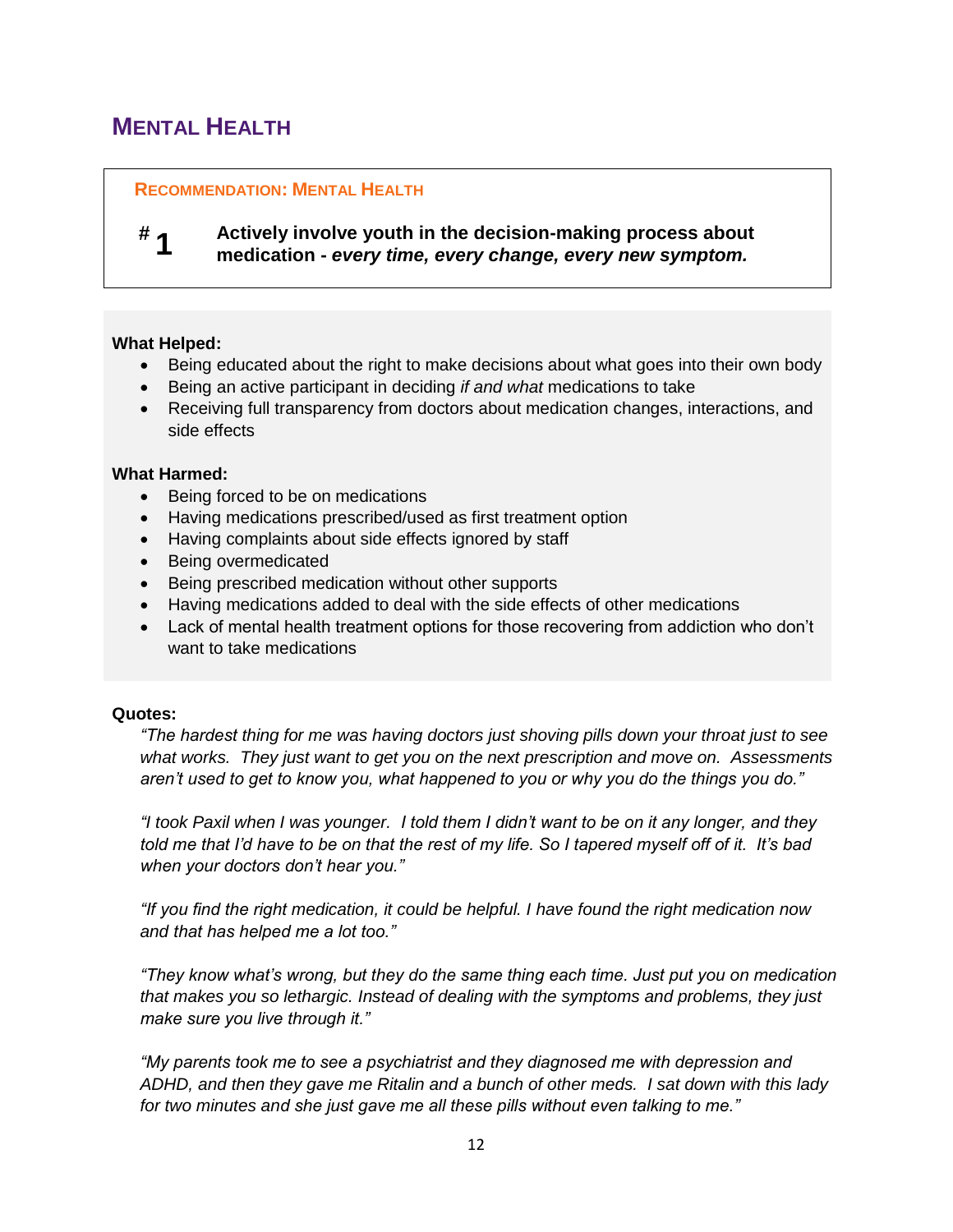## Mental Health

**Recommendation: Mental Health**

**#1** **Actively involve youth in the decision-making process about medication -** ***every time, every change, every new symptom.***

**What Helped:**

- Being educated about the right to make decisions about what goes into their own body
- Being an active participant in deciding *if and what* medications to take
- Receiving full transparency from doctors about medication changes, interactions, and side effects

**What Harmed:**

- Being forced to be on medications
- Having medications prescribed/used as first treatment option
- Having complaints about side effects ignored by staff
- Being overmedicated
- Being prescribed medication without other supports
- Having medications added to deal with the side effects of other medications
- Lack of mental health treatment options for those recovering from addiction who don't want to take medications

**Quotes:**

*"The hardest thing for me was having doctors just shoving pills down your throat just to see what works. They just want to get you on the next prescription and move on. Assessments aren't used to get to know you, what happened to you or why you do the things you do."*

*"I took Paxil when I was younger. I told them I didn't want to be on it any longer, and they told me that I'd have to be on that the rest of my life. So I tapered myself off of it. It's bad when your doctors don't hear you."*

*"If you find the right medication, it could be helpful. I have found the right medication now and that has helped me a lot too."*

*"They know what's wrong, but they do the same thing each time. Just put you on medication that makes you so lethargic. Instead of dealing with the symptoms and problems, they just make sure you live through it."*

*"My parents took me to see a psychiatrist and they diagnosed me with depression and ADHD, and then they gave me Ritalin and a bunch of other meds. I sat down with this lady for two minutes and she just gave me all these pills without even talking to me."*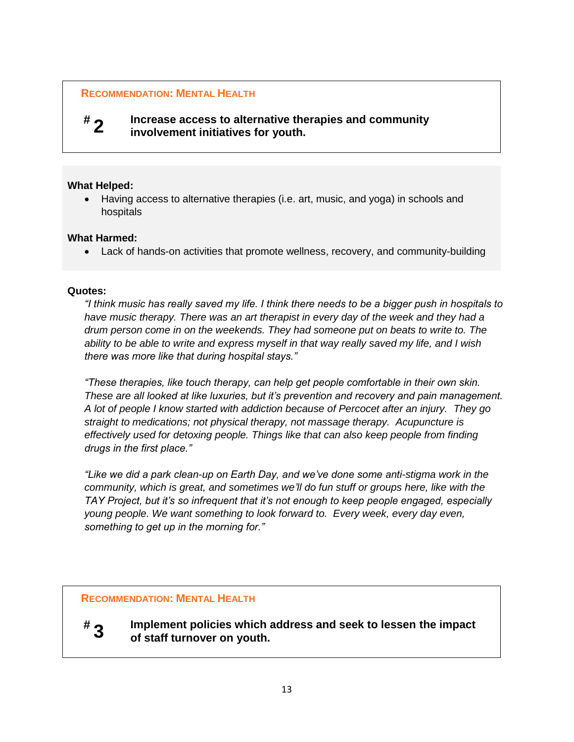**RECOMMENDATION: MENTAL HEALTH**

**# 2** **Increase access to alternative therapies and community involvement initiatives for youth.**

**What Helped:**

- Having access to alternative therapies (i.e. art, music, and yoga) in schools and hospitals

**What Harmed:**

- Lack of hands-on activities that promote wellness, recovery, and community-building

**Quotes:**

*"I think music has really saved my life. I think there needs to be a bigger push in hospitals to have music therapy. There was an art therapist in every day of the week and they had a drum person come in on the weekends. They had someone put on beats to write to. The ability to be able to write and express myself in that way really saved my life, and I wish there was more like that during hospital stays."*

*"These therapies, like touch therapy, can help get people comfortable in their own skin. These are all looked at like luxuries, but it's prevention and recovery and pain management. A lot of people I know started with addiction because of Percocet after an injury. They go straight to medications; not physical therapy, not massage therapy. Acupuncture is effectively used for detoxing people. Things like that can also keep people from finding drugs in the first place."*

*"Like we did a park clean-up on Earth Day, and we've done some anti-stigma work in the community, which is great, and sometimes we'll do fun stuff or groups here, like with the TAY Project, but it's so infrequent that it's not enough to keep people engaged, especially young people. We want something to look forward to. Every week, every day even, something to get up in the morning for."*

**RECOMMENDATION: MENTAL HEALTH**

**# 3** **Implement policies which address and seek to lessen the impact of staff turnover on youth.**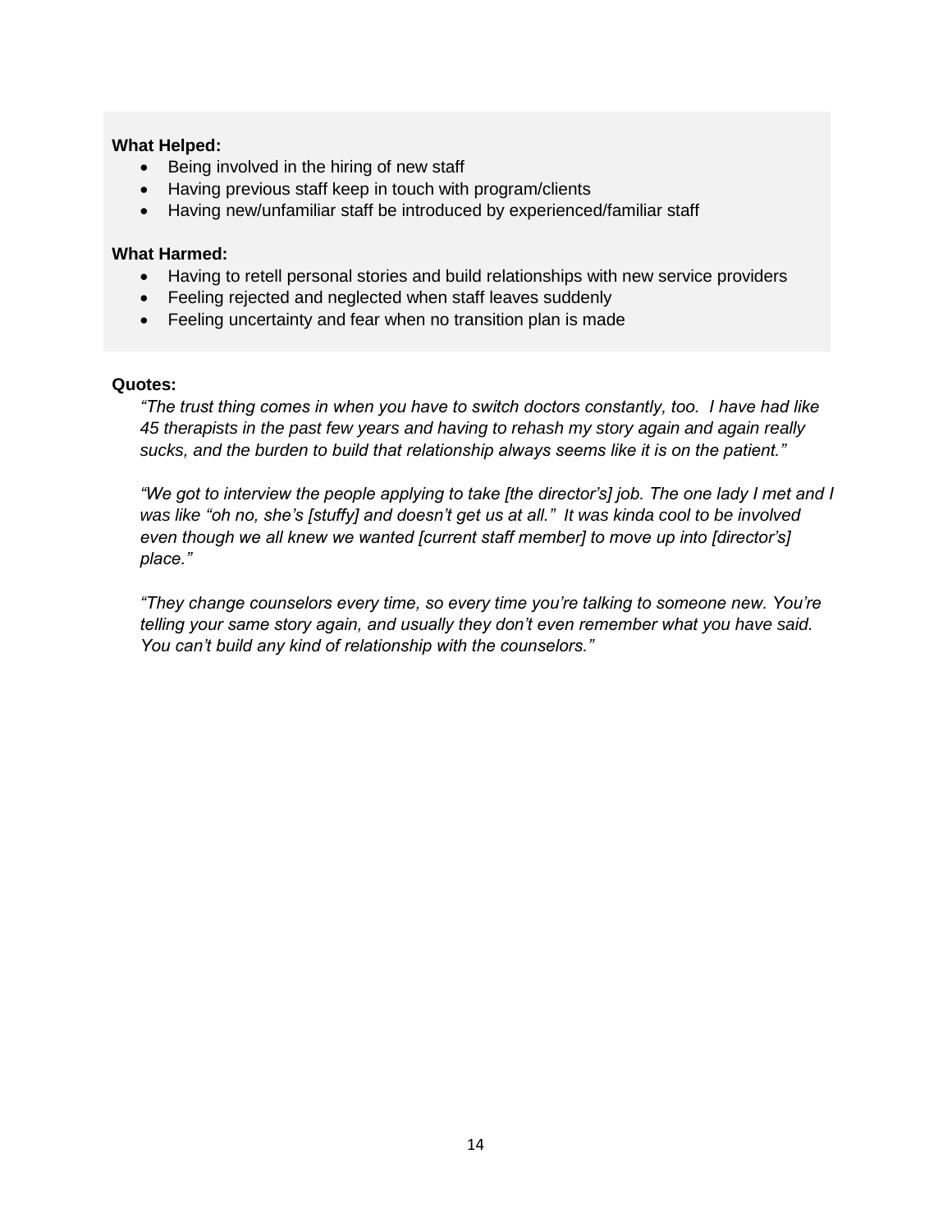**What Helped:**

- Being involved in the hiring of new staff
- Having previous staff keep in touch with program/clients
- Having new/unfamiliar staff be introduced by experienced/familiar staff

**What Harmed:**

- Having to retell personal stories and build relationships with new service providers
- Feeling rejected and neglected when staff leaves suddenly
- Feeling uncertainty and fear when no transition plan is made

**Quotes:**

> *"The trust thing comes in when you have to switch doctors constantly, too. I have had like 45 therapists in the past few years and having to rehash my story again and again really sucks, and the burden to build that relationship always seems like it is on the patient."*
>
> *"We got to interview the people applying to take [the director's] job. The one lady I met and I was like "oh no, she's [stuffy] and doesn't get us at all." It was kinda cool to be involved even though we all knew we wanted [current staff member] to move up into [director's] place."*
>
> *"They change counselors every time, so every time you're talking to someone new. You're telling your same story again, and usually they don't even remember what you have said. You can't build any kind of relationship with the counselors."*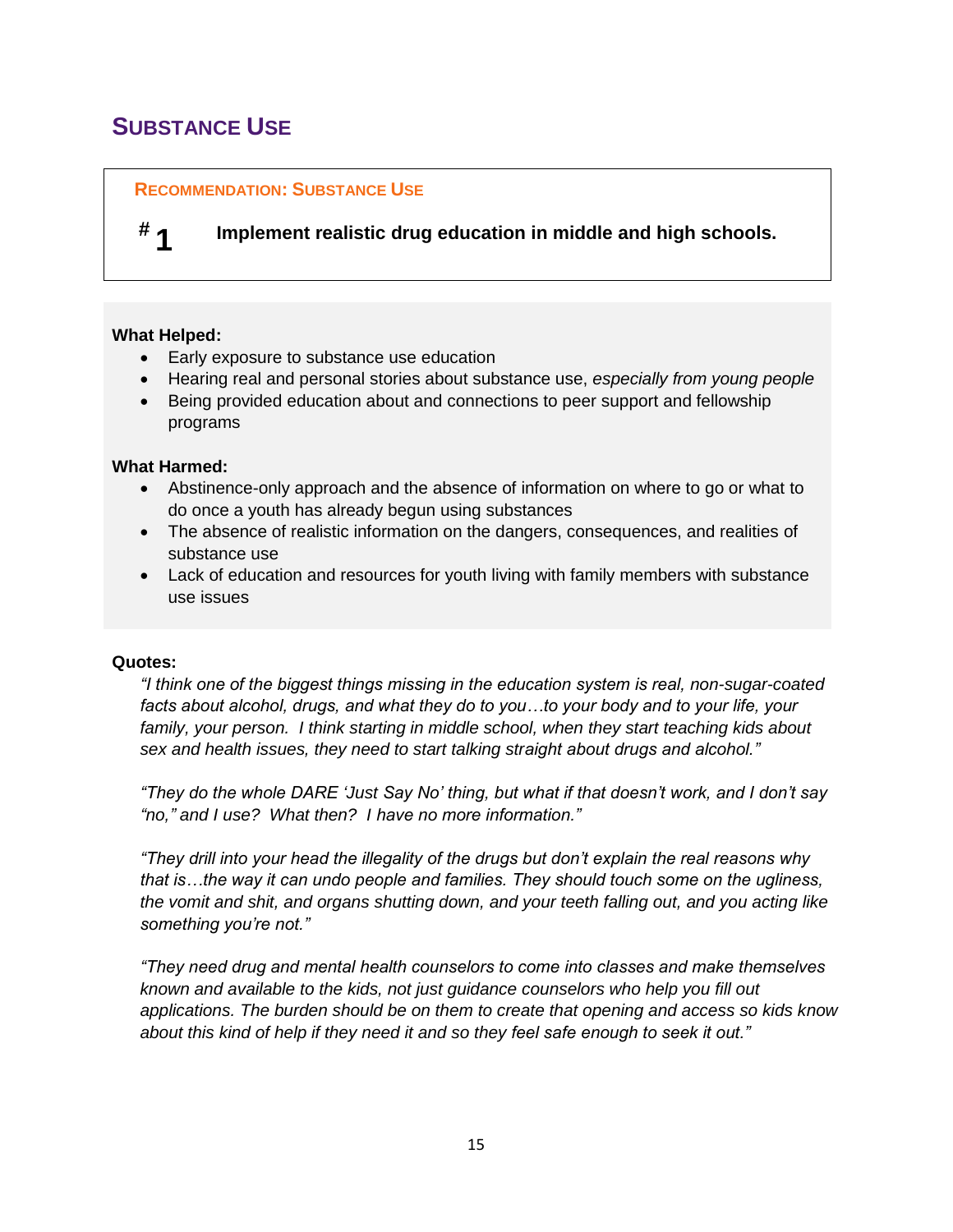## Substance Use

**Recommendation: Substance Use**

**#1** **Implement realistic drug education in middle and high schools.**

**What Helped:**

- Early exposure to substance use education
- Hearing real and personal stories about substance use, *especially from young people*
- Being provided education about and connections to peer support and fellowship programs

**What Harmed:**

- Abstinence-only approach and the absence of information on where to go or what to do once a youth has already begun using substances
- The absence of realistic information on the dangers, consequences, and realities of substance use
- Lack of education and resources for youth living with family members with substance use issues

**Quotes:**

*"I think one of the biggest things missing in the education system is real, non-sugar-coated facts about alcohol, drugs, and what they do to you…to your body and to your life, your family, your person. I think starting in middle school, when they start teaching kids about sex and health issues, they need to start talking straight about drugs and alcohol."*

*"They do the whole DARE 'Just Say No' thing, but what if that doesn't work, and I don't say "no," and I use? What then? I have no more information."*

*"They drill into your head the illegality of the drugs but don't explain the real reasons why that is…the way it can undo people and families. They should touch some on the ugliness, the vomit and shit, and organs shutting down, and your teeth falling out, and you acting like something you're not."*

*"They need drug and mental health counselors to come into classes and make themselves known and available to the kids, not just guidance counselors who help you fill out applications. The burden should be on them to create that opening and access so kids know about this kind of help if they need it and so they feel safe enough to seek it out."*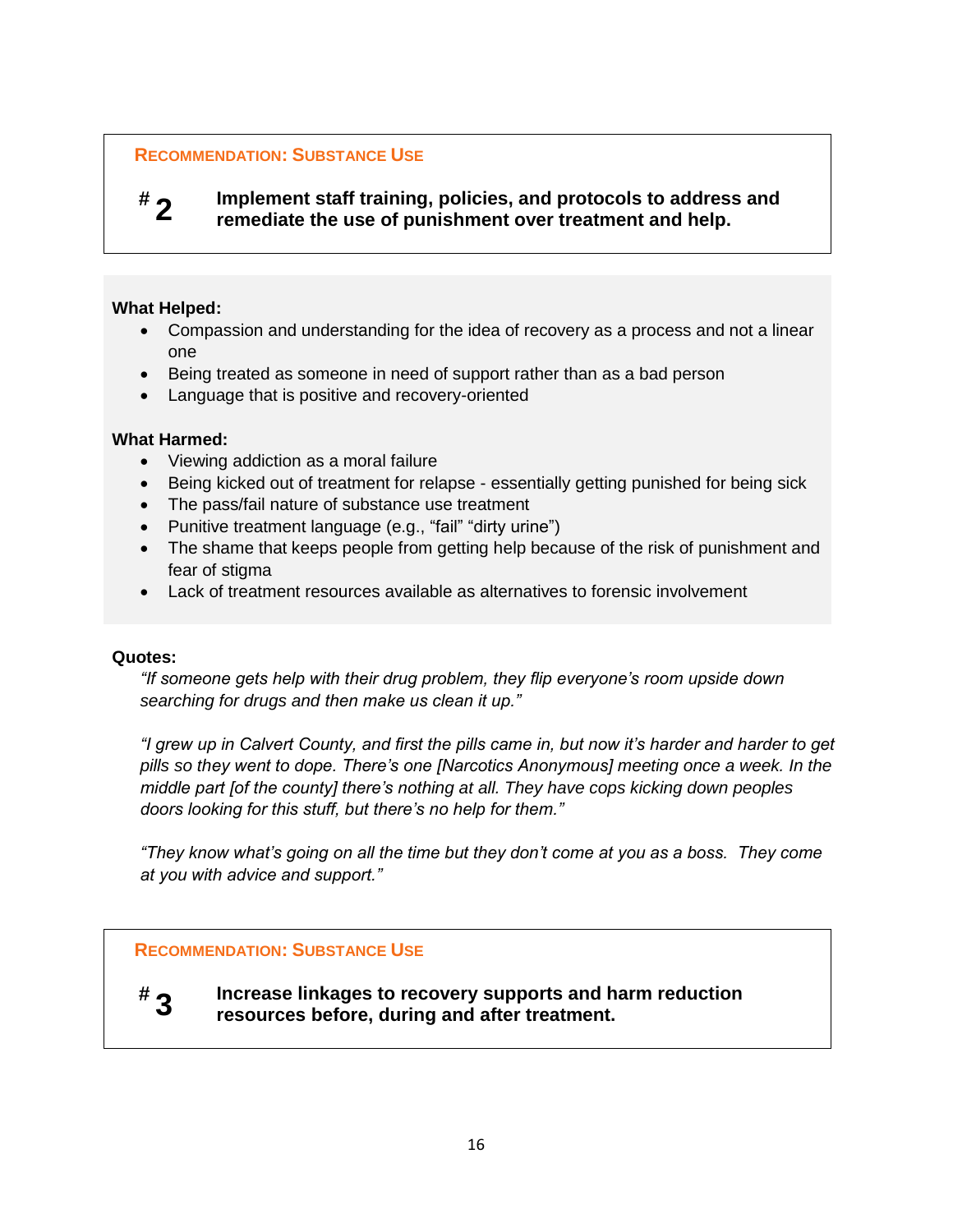**RECOMMENDATION: SUBSTANCE USE**

**# 2** **Implement staff training, policies, and protocols to address and remediate the use of punishment over treatment and help.**

**What Helped:**

- Compassion and understanding for the idea of recovery as a process and not a linear one
- Being treated as someone in need of support rather than as a bad person
- Language that is positive and recovery-oriented

**What Harmed:**

- Viewing addiction as a moral failure
- Being kicked out of treatment for relapse - essentially getting punished for being sick
- The pass/fail nature of substance use treatment
- Punitive treatment language (e.g., "fail" "dirty urine")
- The shame that keeps people from getting help because of the risk of punishment and fear of stigma
- Lack of treatment resources available as alternatives to forensic involvement

**Quotes:**

*"If someone gets help with their drug problem, they flip everyone's room upside down searching for drugs and then make us clean it up."*

*"I grew up in Calvert County, and first the pills came in, but now it's harder and harder to get pills so they went to dope. There's one [Narcotics Anonymous] meeting once a week. In the middle part [of the county] there's nothing at all. They have cops kicking down peoples doors looking for this stuff, but there's no help for them."*

*"They know what's going on all the time but they don't come at you as a boss. They come at you with advice and support."*

**RECOMMENDATION: SUBSTANCE USE**

**# 3** **Increase linkages to recovery supports and harm reduction resources before, during and after treatment.**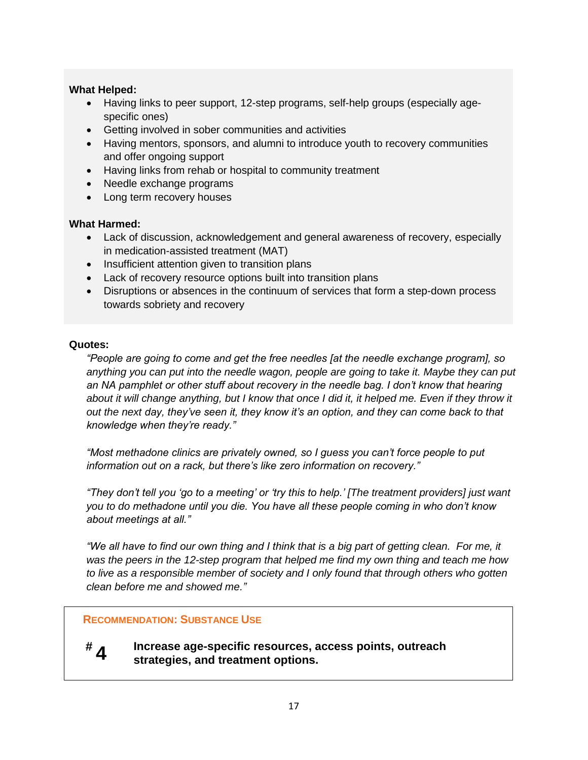**What Helped:**

- Having links to peer support, 12-step programs, self-help groups (especially age-specific ones)
- Getting involved in sober communities and activities
- Having mentors, sponsors, and alumni to introduce youth to recovery communities and offer ongoing support
- Having links from rehab or hospital to community treatment
- Needle exchange programs
- Long term recovery houses

**What Harmed:**

- Lack of discussion, acknowledgement and general awareness of recovery, especially in medication-assisted treatment (MAT)
- Insufficient attention given to transition plans
- Lack of recovery resource options built into transition plans
- Disruptions or absences in the continuum of services that form a step-down process towards sobriety and recovery

**Quotes:**

*"People are going to come and get the free needles [at the needle exchange program], so anything you can put into the needle wagon, people are going to take it. Maybe they can put an NA pamphlet or other stuff about recovery in the needle bag. I don't know that hearing about it will change anything, but I know that once I did it, it helped me. Even if they throw it out the next day, they've seen it, they know it's an option, and they can come back to that knowledge when they're ready."*

*"Most methadone clinics are privately owned, so I guess you can't force people to put information out on a rack, but there's like zero information on recovery."*

*"They don't tell you 'go to a meeting' or 'try this to help.' [The treatment providers] just want you to do methadone until you die. You have all these people coming in who don't know about meetings at all."*

*"We all have to find our own thing and I think that is a big part of getting clean. For me, it was the peers in the 12-step program that helped me find my own thing and teach me how to live as a responsible member of society and I only found that through others who gotten clean before me and showed me."*

**RECOMMENDATION: SUBSTANCE USE**

**# 4** **Increase age-specific resources, access points, outreach strategies, and treatment options.**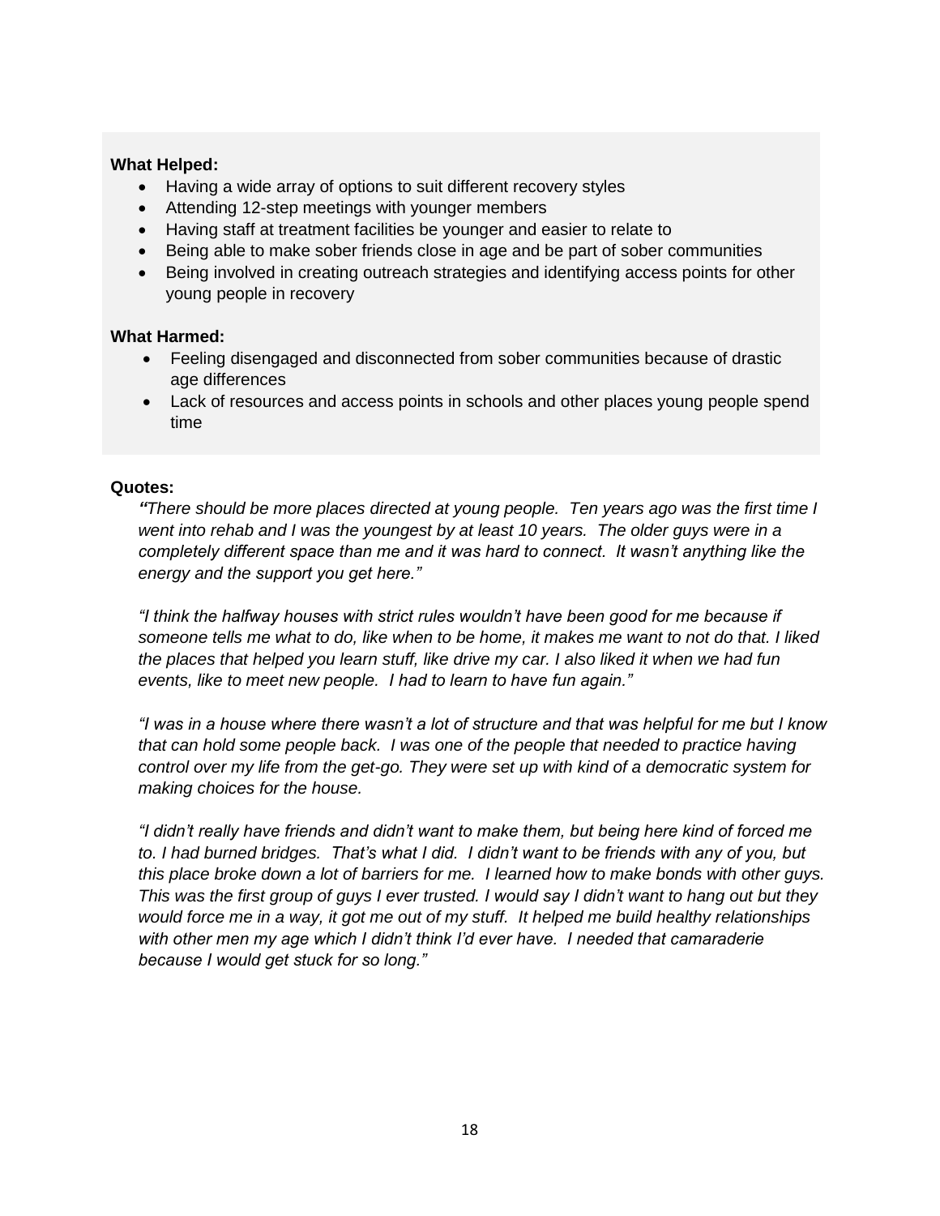**What Helped:**

- Having a wide array of options to suit different recovery styles
- Attending 12-step meetings with younger members
- Having staff at treatment facilities be younger and easier to relate to
- Being able to make sober friends close in age and be part of sober communities
- Being involved in creating outreach strategies and identifying access points for other young people in recovery

**What Harmed:**

- Feeling disengaged and disconnected from sober communities because of drastic age differences
- Lack of resources and access points in schools and other places young people spend time

**Quotes:**

*"There should be more places directed at young people. Ten years ago was the first time I went into rehab and I was the youngest by at least 10 years. The older guys were in a completely different space than me and it was hard to connect. It wasn't anything like the energy and the support you get here."*

*"I think the halfway houses with strict rules wouldn't have been good for me because if someone tells me what to do, like when to be home, it makes me want to not do that. I liked the places that helped you learn stuff, like drive my car. I also liked it when we had fun events, like to meet new people. I had to learn to have fun again."*

*"I was in a house where there wasn't a lot of structure and that was helpful for me but I know that can hold some people back. I was one of the people that needed to practice having control over my life from the get-go. They were set up with kind of a democratic system for making choices for the house.*

*"I didn't really have friends and didn't want to make them, but being here kind of forced me to. I had burned bridges. That's what I did. I didn't want to be friends with any of you, but this place broke down a lot of barriers for me. I learned how to make bonds with other guys. This was the first group of guys I ever trusted. I would say I didn't want to hang out but they would force me in a way, it got me out of my stuff. It helped me build healthy relationships with other men my age which I didn't think I'd ever have. I needed that camaraderie because I would get stuck for so long."*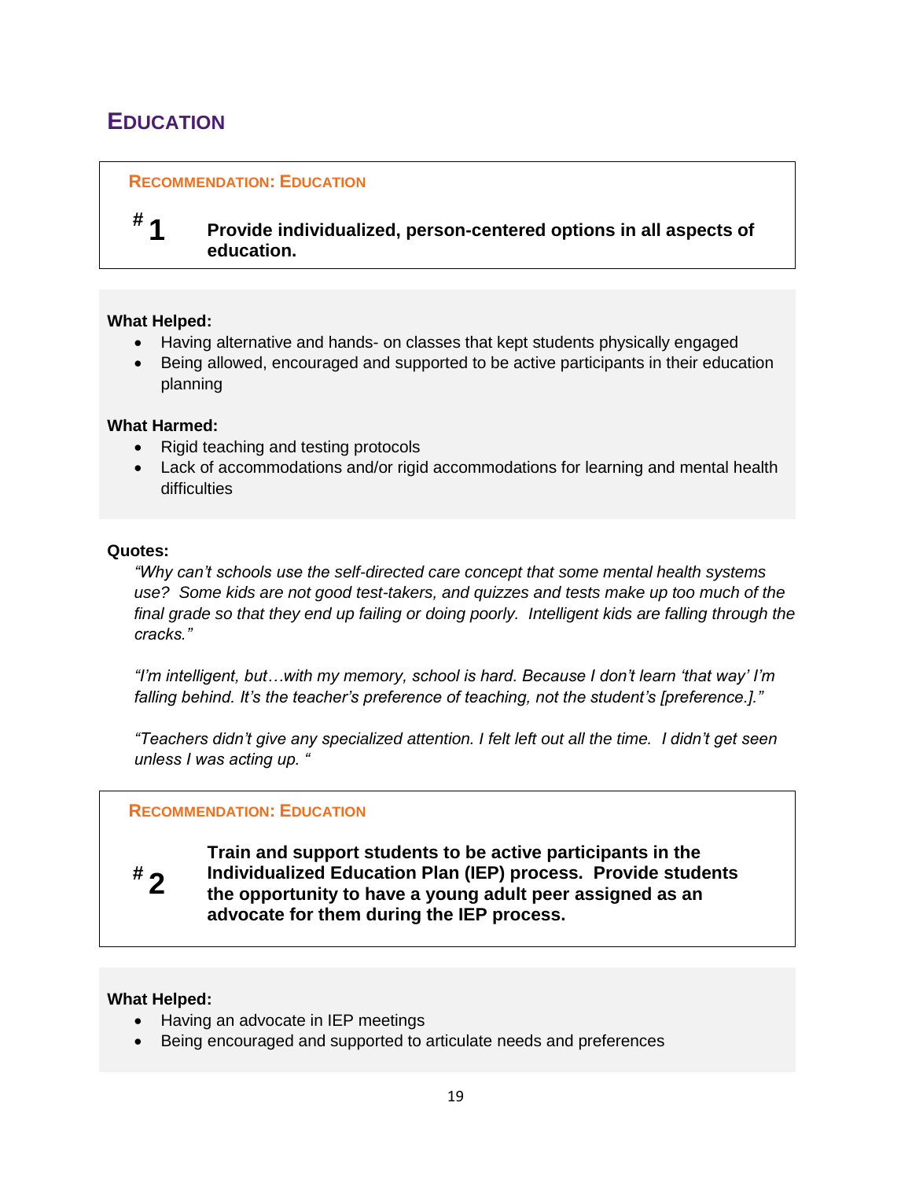## EDUCATION

**RECOMMENDATION: EDUCATION**

**# 1** **Provide individualized, person-centered options in all aspects of education.**

**What Helped:**

- Having alternative and hands- on classes that kept students physically engaged
- Being allowed, encouraged and supported to be active participants in their education planning

**What Harmed:**

- Rigid teaching and testing protocols
- Lack of accommodations and/or rigid accommodations for learning and mental health difficulties

**Quotes:**

*"Why can't schools use the self-directed care concept that some mental health systems use? Some kids are not good test-takers, and quizzes and tests make up too much of the final grade so that they end up failing or doing poorly. Intelligent kids are falling through the cracks."*

*"I'm intelligent, but…with my memory, school is hard. Because I don't learn 'that way' I'm falling behind. It's the teacher's preference of teaching, not the student's [preference.]."*

*"Teachers didn't give any specialized attention. I felt left out all the time. I didn't get seen unless I was acting up. "*

**RECOMMENDATION: EDUCATION**

**# 2** **Train and support students to be active participants in the Individualized Education Plan (IEP) process. Provide students the opportunity to have a young adult peer assigned as an advocate for them during the IEP process.**

**What Helped:**

- Having an advocate in IEP meetings
- Being encouraged and supported to articulate needs and preferences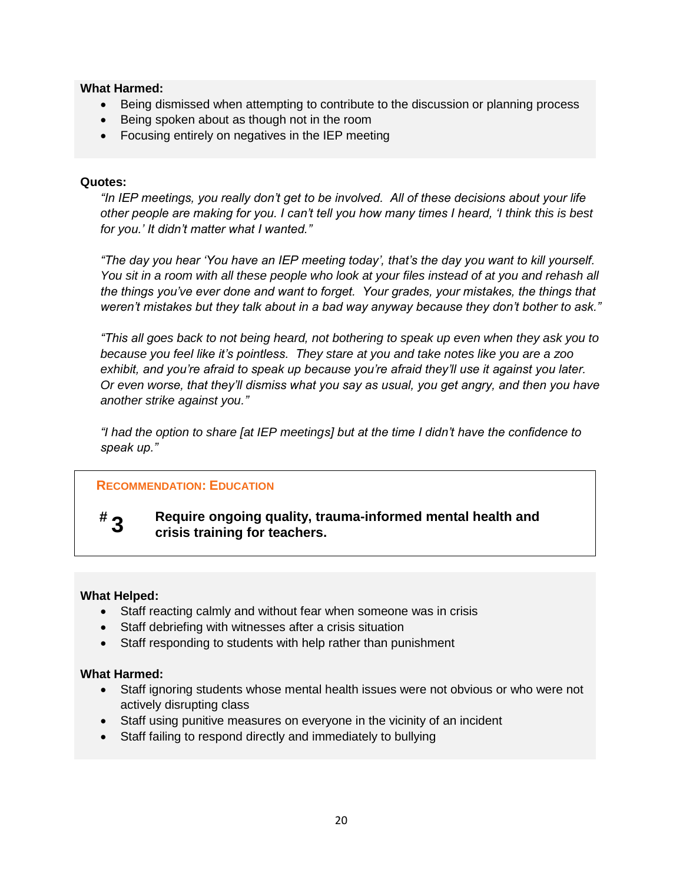**What Harmed:**

- Being dismissed when attempting to contribute to the discussion or planning process
- Being spoken about as though not in the room
- Focusing entirely on negatives in the IEP meeting

**Quotes:**

*"In IEP meetings, you really don't get to be involved. All of these decisions about your life other people are making for you. I can't tell you how many times I heard, 'I think this is best for you.' It didn't matter what I wanted."*

*"The day you hear 'You have an IEP meeting today', that's the day you want to kill yourself. You sit in a room with all these people who look at your files instead of at you and rehash all the things you've ever done and want to forget. Your grades, your mistakes, the things that weren't mistakes but they talk about in a bad way anyway because they don't bother to ask."*

*"This all goes back to not being heard, not bothering to speak up even when they ask you to because you feel like it's pointless. They stare at you and take notes like you are a zoo exhibit, and you're afraid to speak up because you're afraid they'll use it against you later. Or even worse, that they'll dismiss what you say as usual, you get angry, and then you have another strike against you."*

*"I had the option to share [at IEP meetings] but at the time I didn't have the confidence to speak up."*

### RECOMMENDATION: EDUCATION

**# 3** **Require ongoing quality, trauma-informed mental health and crisis training for teachers.**

**What Helped:**

- Staff reacting calmly and without fear when someone was in crisis
- Staff debriefing with witnesses after a crisis situation
- Staff responding to students with help rather than punishment

**What Harmed:**

- Staff ignoring students whose mental health issues were not obvious or who were not actively disrupting class
- Staff using punitive measures on everyone in the vicinity of an incident
- Staff failing to respond directly and immediately to bullying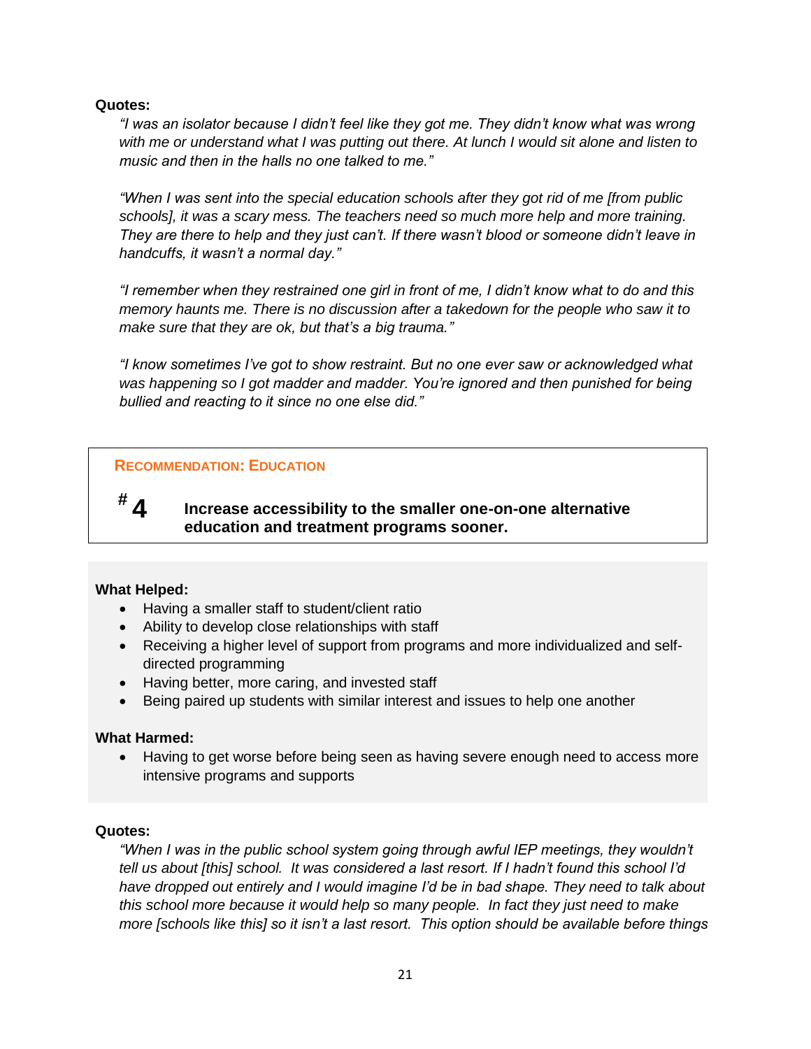**Quotes:**

*"I was an isolator because I didn't feel like they got me. They didn't know what was wrong with me or understand what I was putting out there. At lunch I would sit alone and listen to music and then in the halls no one talked to me."*

*"When I was sent into the special education schools after they got rid of me [from public schools], it was a scary mess. The teachers need so much more help and more training. They are there to help and they just can't. If there wasn't blood or someone didn't leave in handcuffs, it wasn't a normal day."*

*"I remember when they restrained one girl in front of me, I didn't know what to do and this memory haunts me. There is no discussion after a takedown for the people who saw it to make sure that they are ok, but that's a big trauma."*

*"I know sometimes I've got to show restraint. But no one ever saw or acknowledged what was happening so I got madder and madder. You're ignored and then punished for being bullied and reacting to it since no one else did."*

### RECOMMENDATION: EDUCATION

**# 4** **Increase accessibility to the smaller one-on-one alternative education and treatment programs sooner.**

**What Helped:**

- Having a smaller staff to student/client ratio
- Ability to develop close relationships with staff
- Receiving a higher level of support from programs and more individualized and self-directed programming
- Having better, more caring, and invested staff
- Being paired up students with similar interest and issues to help one another

**What Harmed:**

- Having to get worse before being seen as having severe enough need to access more intensive programs and supports

**Quotes:**

*"When I was in the public school system going through awful IEP meetings, they wouldn't tell us about [this] school. It was considered a last resort. If I hadn't found this school I'd have dropped out entirely and I would imagine I'd be in bad shape. They need to talk about this school more because it would help so many people. In fact they just need to make more [schools like this] so it isn't a last resort. This option should be available before things*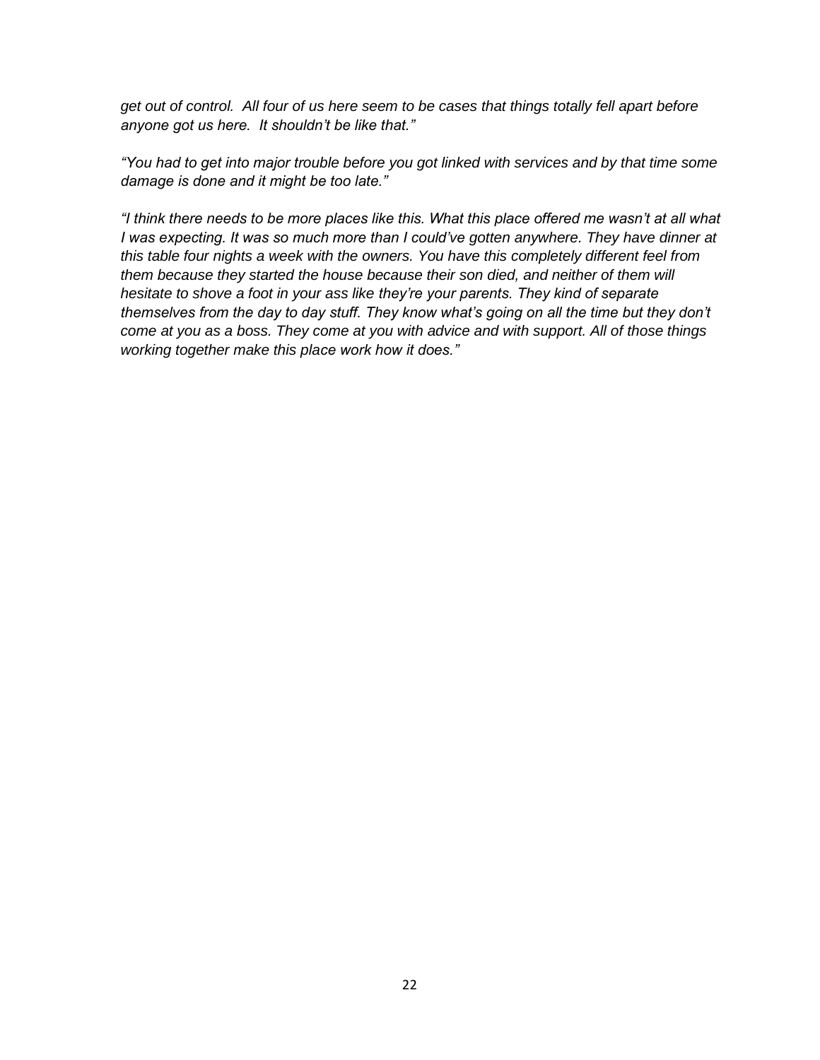*get out of control. All four of us here seem to be cases that things totally fell apart before anyone got us here. It shouldn't be like that."*

*"You had to get into major trouble before you got linked with services and by that time some damage is done and it might be too late."*

*"I think there needs to be more places like this. What this place offered me wasn't at all what I was expecting. It was so much more than I could've gotten anywhere. They have dinner at this table four nights a week with the owners. You have this completely different feel from them because they started the house because their son died, and neither of them will hesitate to shove a foot in your ass like they're your parents. They kind of separate themselves from the day to day stuff. They know what's going on all the time but they don't come at you as a boss. They come at you with advice and with support. All of those things working together make this place work how it does."*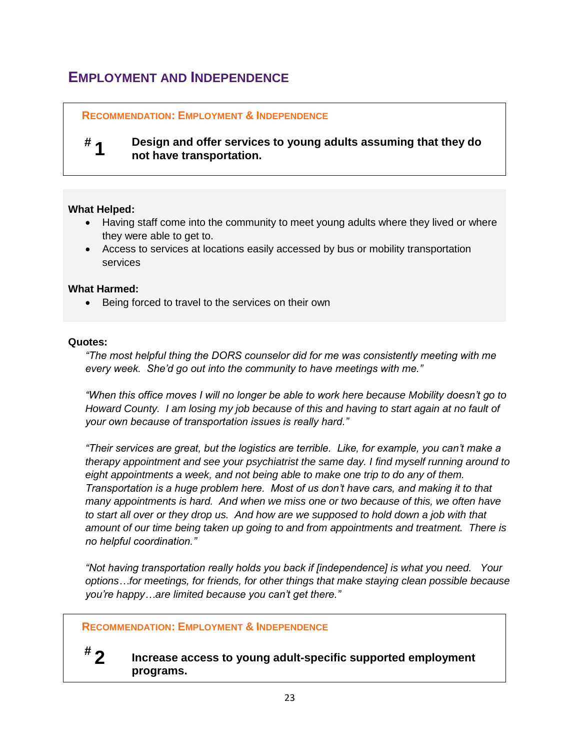## Employment and Independence

**Recommendation: Employment & Independence**

**# 1** **Design and offer services to young adults assuming that they do not have transportation.**

**What Helped:**

- Having staff come into the community to meet young adults where they lived or where they were able to get to.
- Access to services at locations easily accessed by bus or mobility transportation services

**What Harmed:**

- Being forced to travel to the services on their own

**Quotes:**

*"The most helpful thing the DORS counselor did for me was consistently meeting with me every week. She'd go out into the community to have meetings with me."*

*"When this office moves I will no longer be able to work here because Mobility doesn't go to Howard County. I am losing my job because of this and having to start again at no fault of your own because of transportation issues is really hard."*

*"Their services are great, but the logistics are terrible. Like, for example, you can't make a therapy appointment and see your psychiatrist the same day. I find myself running around to eight appointments a week, and not being able to make one trip to do any of them. Transportation is a huge problem here. Most of us don't have cars, and making it to that many appointments is hard. And when we miss one or two because of this, we often have to start all over or they drop us. And how are we supposed to hold down a job with that amount of our time being taken up going to and from appointments and treatment. There is no helpful coordination."*

*"Not having transportation really holds you back if [independence] is what you need. Your options…for meetings, for friends, for other things that make staying clean possible because you're happy…are limited because you can't get there."*

**Recommendation: Employment & Independence**

**# 2** **Increase access to young adult-specific supported employment programs.**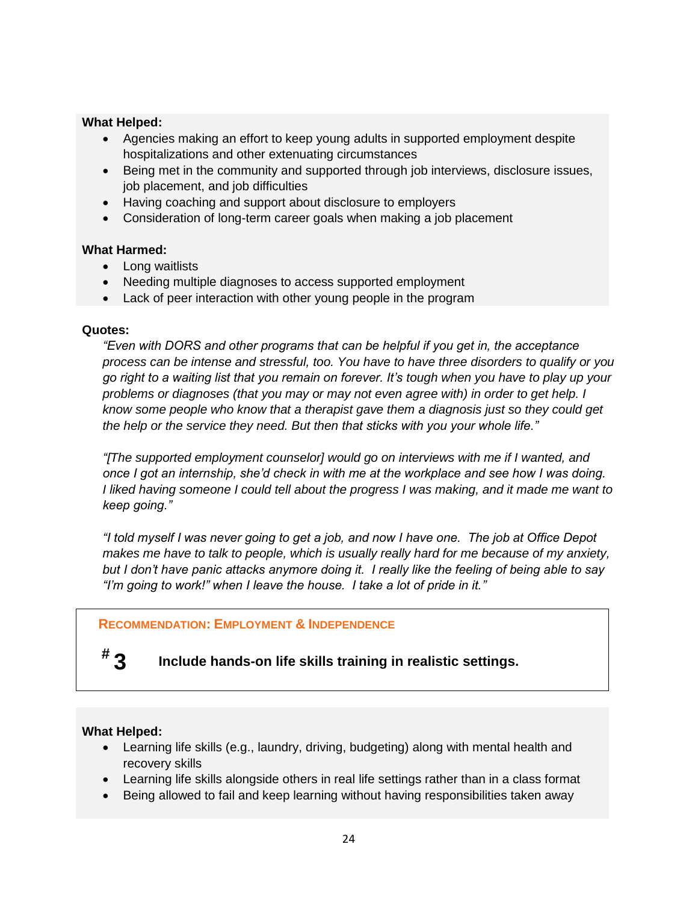**What Helped:**

- Agencies making an effort to keep young adults in supported employment despite hospitalizations and other extenuating circumstances
- Being met in the community and supported through job interviews, disclosure issues, job placement, and job difficulties
- Having coaching and support about disclosure to employers
- Consideration of long-term career goals when making a job placement

**What Harmed:**

- Long waitlists
- Needing multiple diagnoses to access supported employment
- Lack of peer interaction with other young people in the program

**Quotes:**

*"Even with DORS and other programs that can be helpful if you get in, the acceptance process can be intense and stressful, too. You have to have three disorders to qualify or you go right to a waiting list that you remain on forever. It's tough when you have to play up your problems or diagnoses (that you may or may not even agree with) in order to get help. I know some people who know that a therapist gave them a diagnosis just so they could get the help or the service they need. But then that sticks with you your whole life."*

*"[The supported employment counselor] would go on interviews with me if I wanted, and once I got an internship, she'd check in with me at the workplace and see how I was doing. I liked having someone I could tell about the progress I was making, and it made me want to keep going."*

*"I told myself I was never going to get a job, and now I have one. The job at Office Depot makes me have to talk to people, which is usually really hard for me because of my anxiety, but I don't have panic attacks anymore doing it. I really like the feeling of being able to say "I'm going to work!" when I leave the house. I take a lot of pride in it."*

## RECOMMENDATION: EMPLOYMENT & INDEPENDENCE

### #3 Include hands-on life skills training in realistic settings.

**What Helped:**

- Learning life skills (e.g., laundry, driving, budgeting) along with mental health and recovery skills
- Learning life skills alongside others in real life settings rather than in a class format
- Being allowed to fail and keep learning without having responsibilities taken away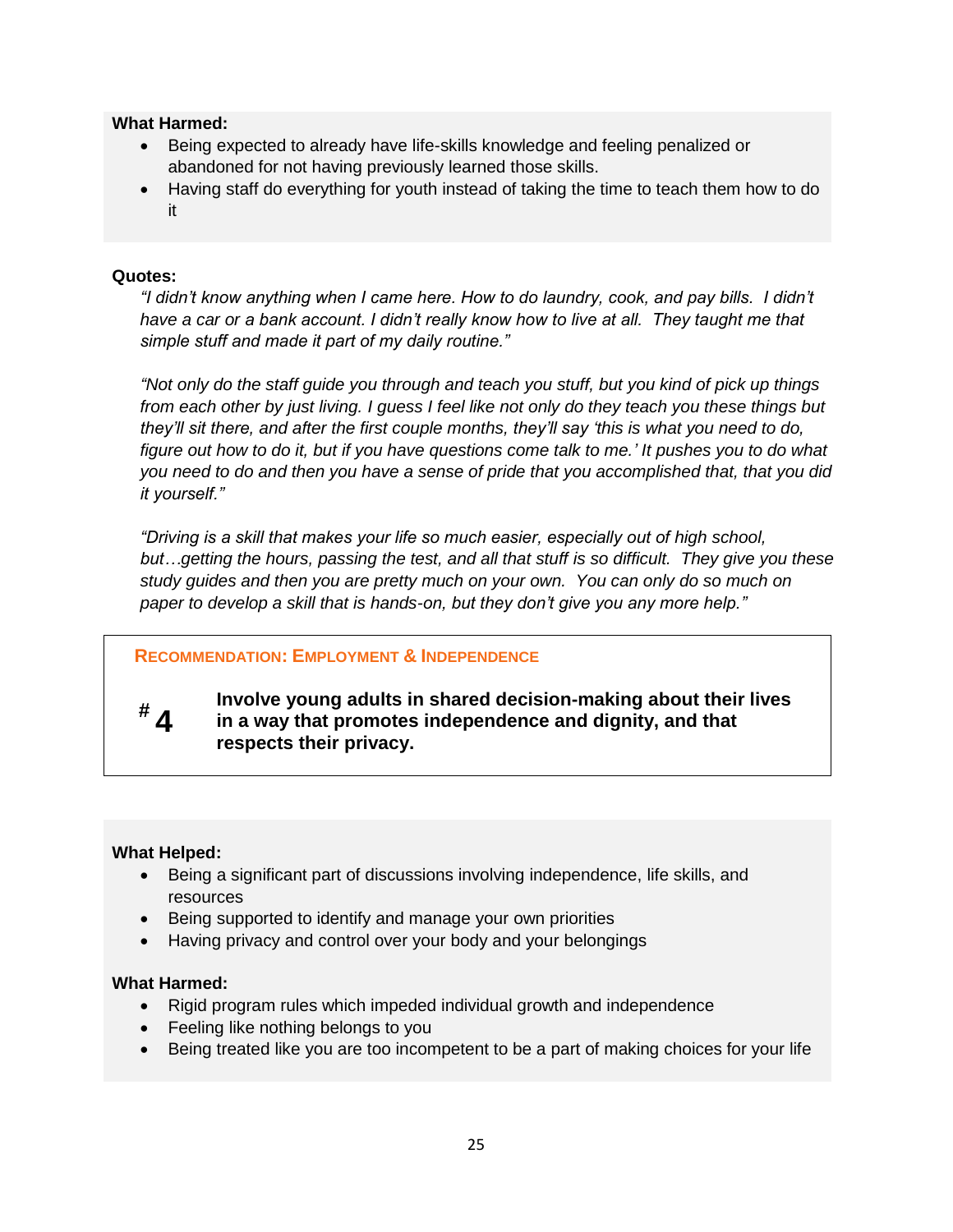**What Harmed:**

- Being expected to already have life-skills knowledge and feeling penalized or abandoned for not having previously learned those skills.
- Having staff do everything for youth instead of taking the time to teach them how to do it

**Quotes:**

*"I didn't know anything when I came here. How to do laundry, cook, and pay bills. I didn't have a car or a bank account. I didn't really know how to live at all. They taught me that simple stuff and made it part of my daily routine."*

*"Not only do the staff guide you through and teach you stuff, but you kind of pick up things from each other by just living. I guess I feel like not only do they teach you these things but they'll sit there, and after the first couple months, they'll say 'this is what you need to do, figure out how to do it, but if you have questions come talk to me.' It pushes you to do what you need to do and then you have a sense of pride that you accomplished that, that you did it yourself."*

*"Driving is a skill that makes your life so much easier, especially out of high school, but…getting the hours, passing the test, and all that stuff is so difficult. They give you these study guides and then you are pretty much on your own. You can only do so much on paper to develop a skill that is hands-on, but they don't give you any more help."*

## RECOMMENDATION: EMPLOYMENT & INDEPENDENCE

**# 4** **Involve young adults in shared decision-making about their lives in a way that promotes independence and dignity, and that respects their privacy.**

**What Helped:**

- Being a significant part of discussions involving independence, life skills, and resources
- Being supported to identify and manage your own priorities
- Having privacy and control over your body and your belongings

**What Harmed:**

- Rigid program rules which impeded individual growth and independence
- Feeling like nothing belongs to you
- Being treated like you are too incompetent to be a part of making choices for your life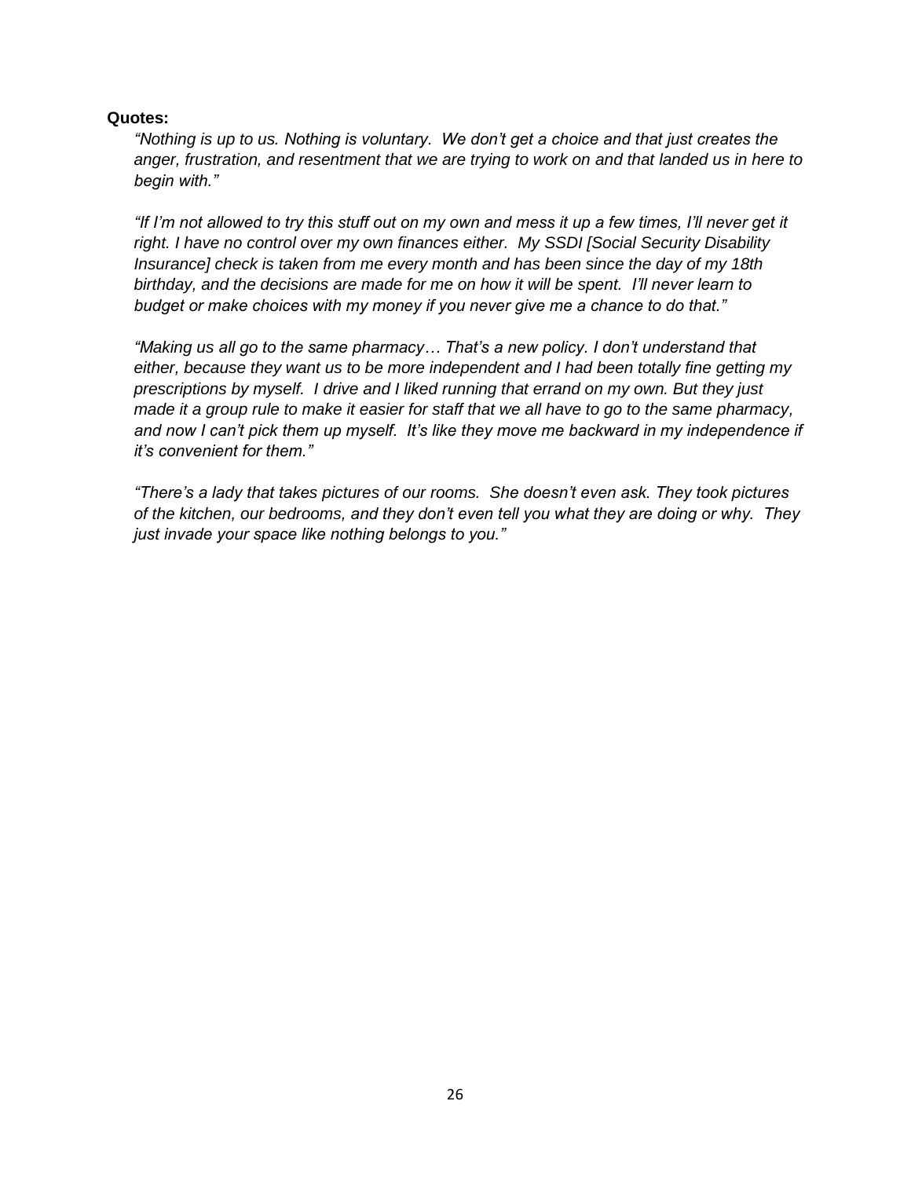**Quotes:**

*"Nothing is up to us. Nothing is voluntary. We don't get a choice and that just creates the anger, frustration, and resentment that we are trying to work on and that landed us in here to begin with."*

*"If I'm not allowed to try this stuff out on my own and mess it up a few times, I'll never get it right. I have no control over my own finances either. My SSDI [Social Security Disability Insurance] check is taken from me every month and has been since the day of my 18th birthday, and the decisions are made for me on how it will be spent. I'll never learn to budget or make choices with my money if you never give me a chance to do that."*

*"Making us all go to the same pharmacy… That's a new policy. I don't understand that either, because they want us to be more independent and I had been totally fine getting my prescriptions by myself. I drive and I liked running that errand on my own. But they just made it a group rule to make it easier for staff that we all have to go to the same pharmacy, and now I can't pick them up myself. It's like they move me backward in my independence if it's convenient for them."*

*"There's a lady that takes pictures of our rooms. She doesn't even ask. They took pictures of the kitchen, our bedrooms, and they don't even tell you what they are doing or why. They just invade your space like nothing belongs to you."*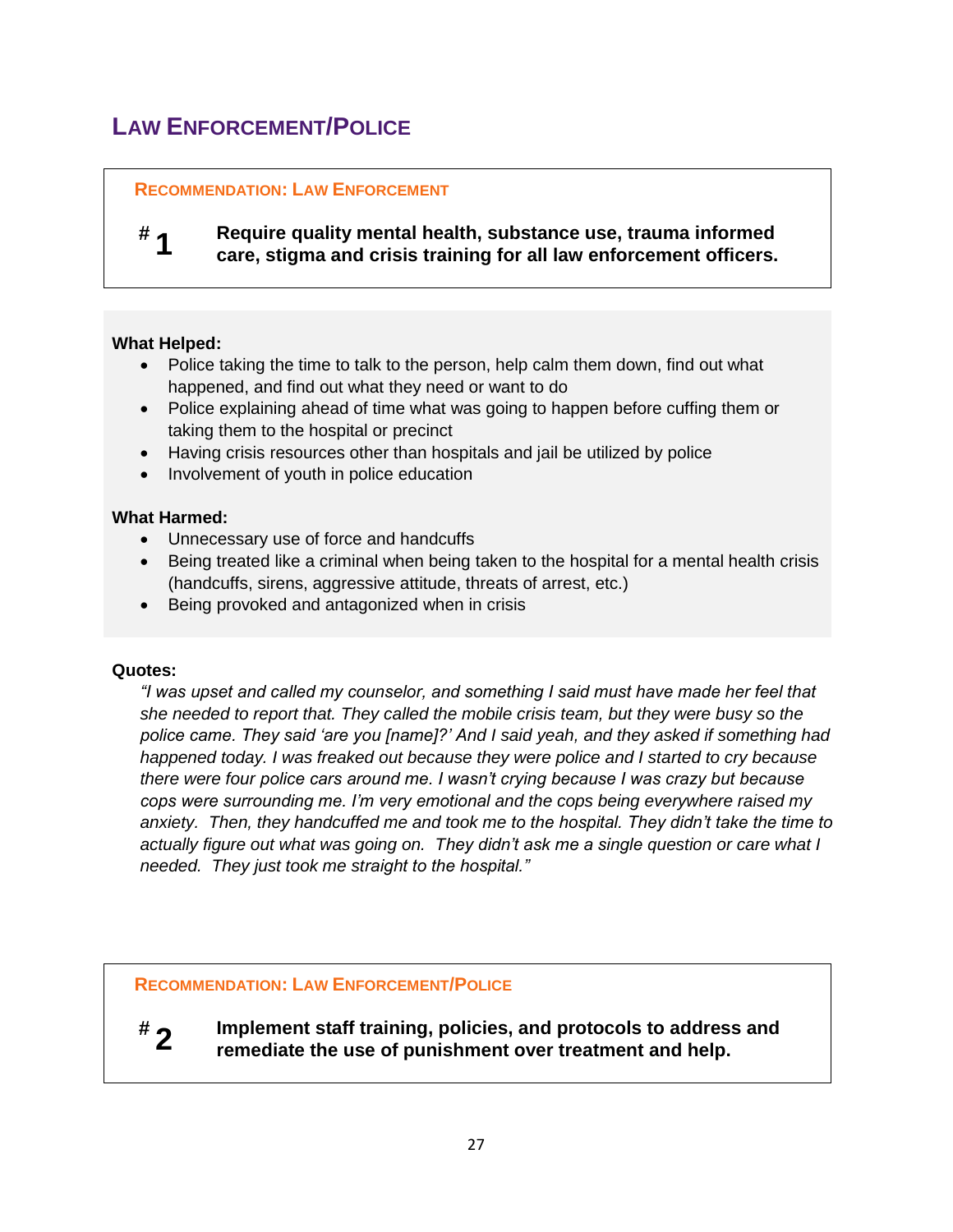## LAW ENFORCEMENT/POLICE

**RECOMMENDATION: LAW ENFORCEMENT**

**# 1** **Require quality mental health, substance use, trauma informed care, stigma and crisis training for all law enforcement officers.**

**What Helped:**

- Police taking the time to talk to the person, help calm them down, find out what happened, and find out what they need or want to do
- Police explaining ahead of time what was going to happen before cuffing them or taking them to the hospital or precinct
- Having crisis resources other than hospitals and jail be utilized by police
- Involvement of youth in police education

**What Harmed:**

- Unnecessary use of force and handcuffs
- Being treated like a criminal when being taken to the hospital for a mental health crisis (handcuffs, sirens, aggressive attitude, threats of arrest, etc.)
- Being provoked and antagonized when in crisis

**Quotes:**

*"I was upset and called my counselor, and something I said must have made her feel that she needed to report that. They called the mobile crisis team, but they were busy so the police came. They said 'are you [name]?' And I said yeah, and they asked if something had happened today. I was freaked out because they were police and I started to cry because there were four police cars around me. I wasn't crying because I was crazy but because cops were surrounding me. I'm very emotional and the cops being everywhere raised my anxiety. Then, they handcuffed me and took me to the hospital. They didn't take the time to actually figure out what was going on. They didn't ask me a single question or care what I needed. They just took me straight to the hospital."*

**RECOMMENDATION: LAW ENFORCEMENT/POLICE**

**# 2** **Implement staff training, policies, and protocols to address and remediate the use of punishment over treatment and help.**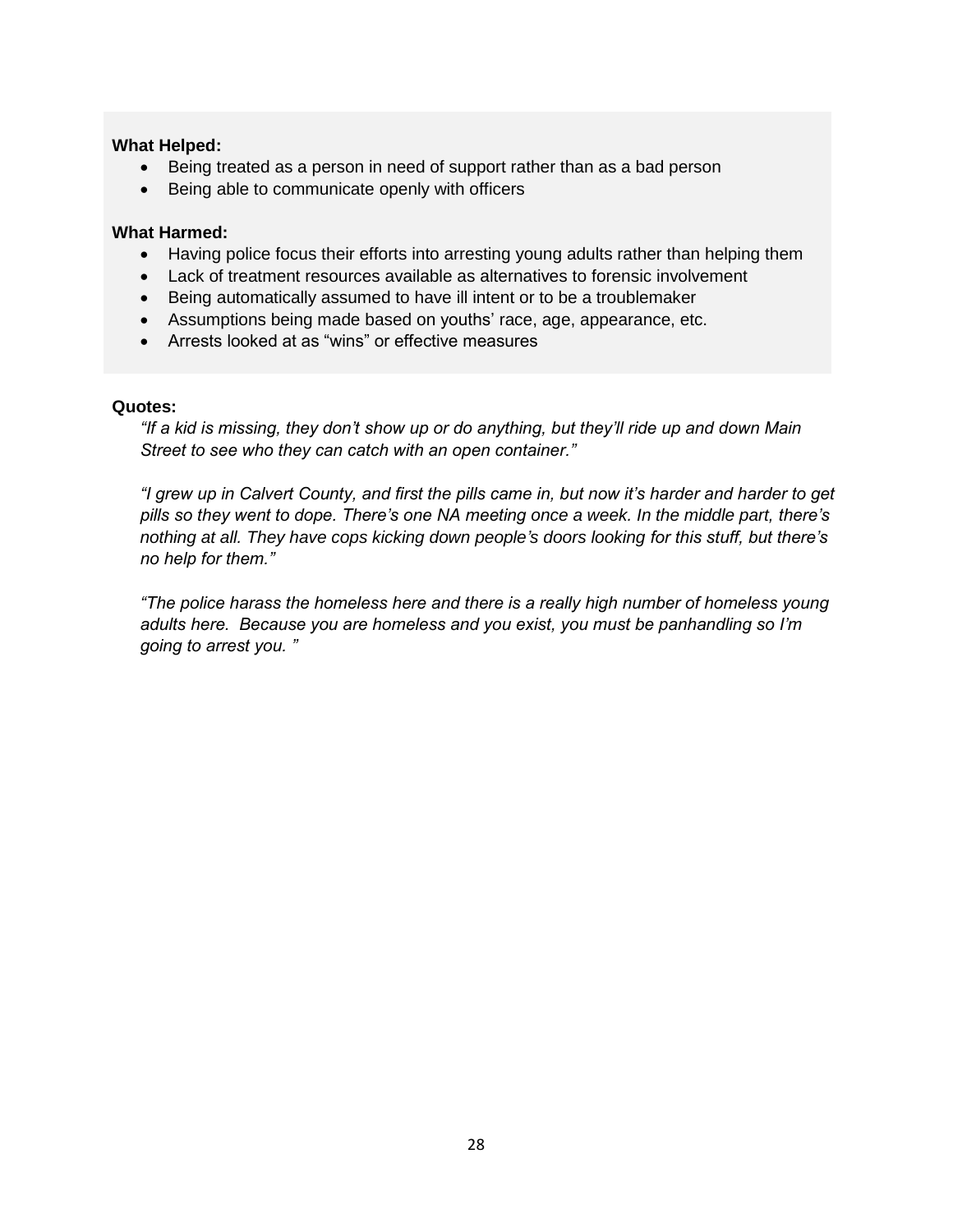**What Helped:**

- Being treated as a person in need of support rather than as a bad person
- Being able to communicate openly with officers

**What Harmed:**

- Having police focus their efforts into arresting young adults rather than helping them
- Lack of treatment resources available as alternatives to forensic involvement
- Being automatically assumed to have ill intent or to be a troublemaker
- Assumptions being made based on youths' race, age, appearance, etc.
- Arrests looked at as "wins" or effective measures

**Quotes:**

*"If a kid is missing, they don't show up or do anything, but they'll ride up and down Main Street to see who they can catch with an open container."*

*"I grew up in Calvert County, and first the pills came in, but now it's harder and harder to get pills so they went to dope. There's one NA meeting once a week. In the middle part, there's nothing at all. They have cops kicking down people's doors looking for this stuff, but there's no help for them."*

*"The police harass the homeless here and there is a really high number of homeless young adults here. Because you are homeless and you exist, you must be panhandling so I'm going to arrest you."*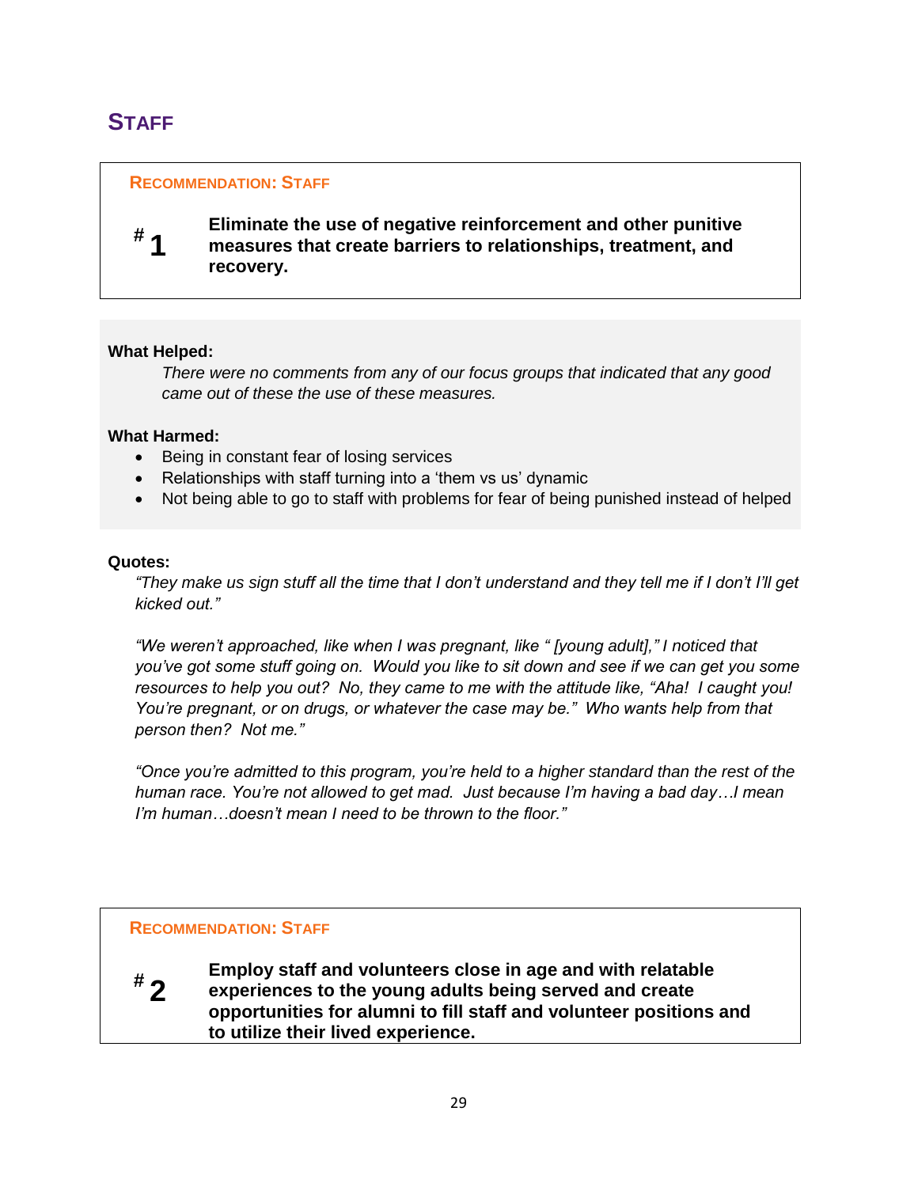## STAFF

**RECOMMENDATION: STAFF**

**#1** **Eliminate the use of negative reinforcement and other punitive measures that create barriers to relationships, treatment, and recovery.**

**What Helped:**

*There were no comments from any of our focus groups that indicated that any good came out of these the use of these measures.*

**What Harmed:**

- Being in constant fear of losing services
- Relationships with staff turning into a 'them vs us' dynamic
- Not being able to go to staff with problems for fear of being punished instead of helped

**Quotes:**

*"They make us sign stuff all the time that I don't understand and they tell me if I don't I'll get kicked out."*

*"We weren't approached, like when I was pregnant, like " [young adult]," I noticed that you've got some stuff going on. Would you like to sit down and see if we can get you some resources to help you out? No, they came to me with the attitude like, "Aha! I caught you! You're pregnant, or on drugs, or whatever the case may be." Who wants help from that person then? Not me."*

*"Once you're admitted to this program, you're held to a higher standard than the rest of the human race. You're not allowed to get mad. Just because I'm having a bad day…I mean I'm human…doesn't mean I need to be thrown to the floor."*

**RECOMMENDATION: STAFF**

**#2** **Employ staff and volunteers close in age and with relatable experiences to the young adults being served and create opportunities for alumni to fill staff and volunteer positions and to utilize their lived experience.**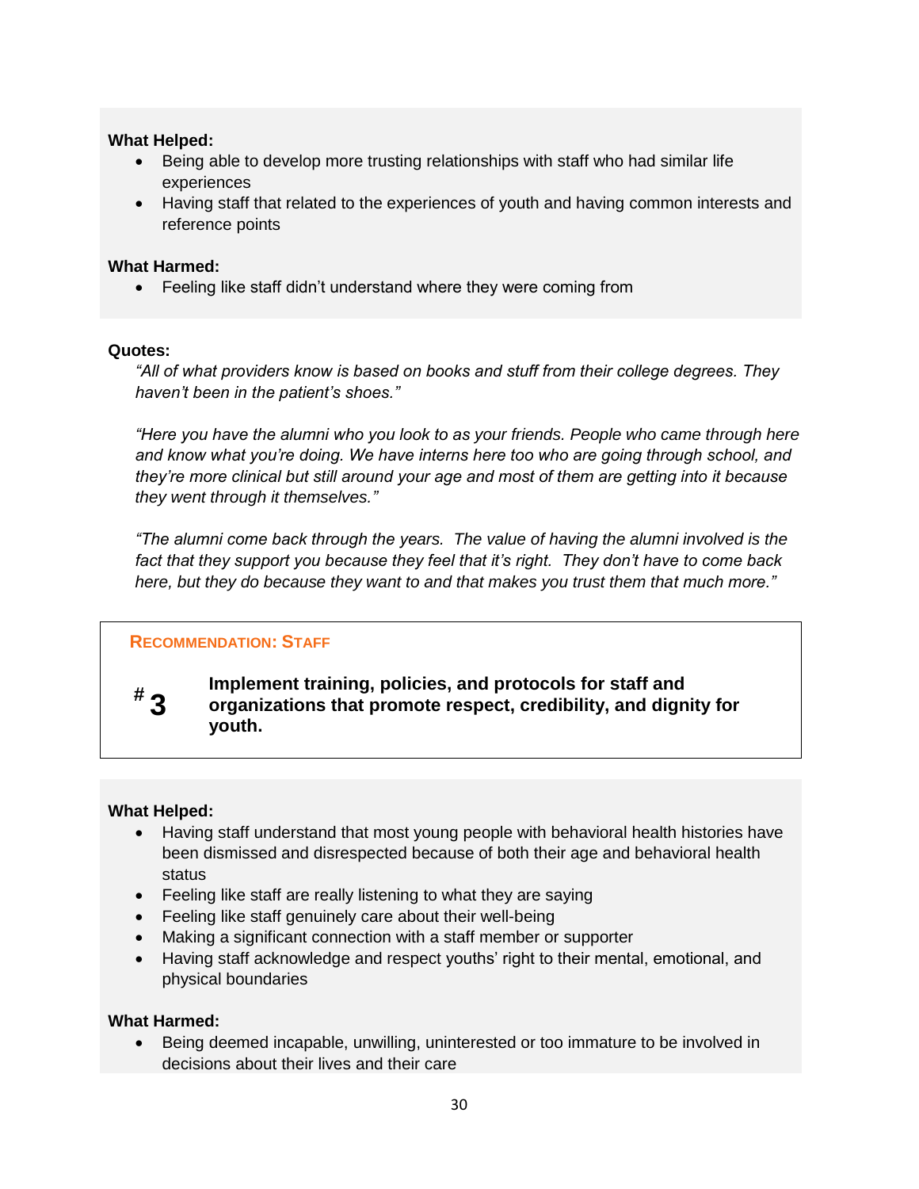**What Helped:**

- Being able to develop more trusting relationships with staff who had similar life experiences
- Having staff that related to the experiences of youth and having common interests and reference points

**What Harmed:**

- Feeling like staff didn't understand where they were coming from

**Quotes:**

*"All of what providers know is based on books and stuff from their college degrees. They haven't been in the patient's shoes."*

*"Here you have the alumni who you look to as your friends. People who came through here and know what you're doing. We have interns here too who are going through school, and they're more clinical but still around your age and most of them are getting into it because they went through it themselves."*

*"The alumni come back through the years. The value of having the alumni involved is the fact that they support you because they feel that it's right. They don't have to come back here, but they do because they want to and that makes you trust them that much more."*

**RECOMMENDATION: STAFF**

**# 3** **Implement training, policies, and protocols for staff and organizations that promote respect, credibility, and dignity for youth.**

**What Helped:**

- Having staff understand that most young people with behavioral health histories have been dismissed and disrespected because of both their age and behavioral health status
- Feeling like staff are really listening to what they are saying
- Feeling like staff genuinely care about their well-being
- Making a significant connection with a staff member or supporter
- Having staff acknowledge and respect youths' right to their mental, emotional, and physical boundaries

**What Harmed:**

- Being deemed incapable, unwilling, uninterested or too immature to be involved in decisions about their lives and their care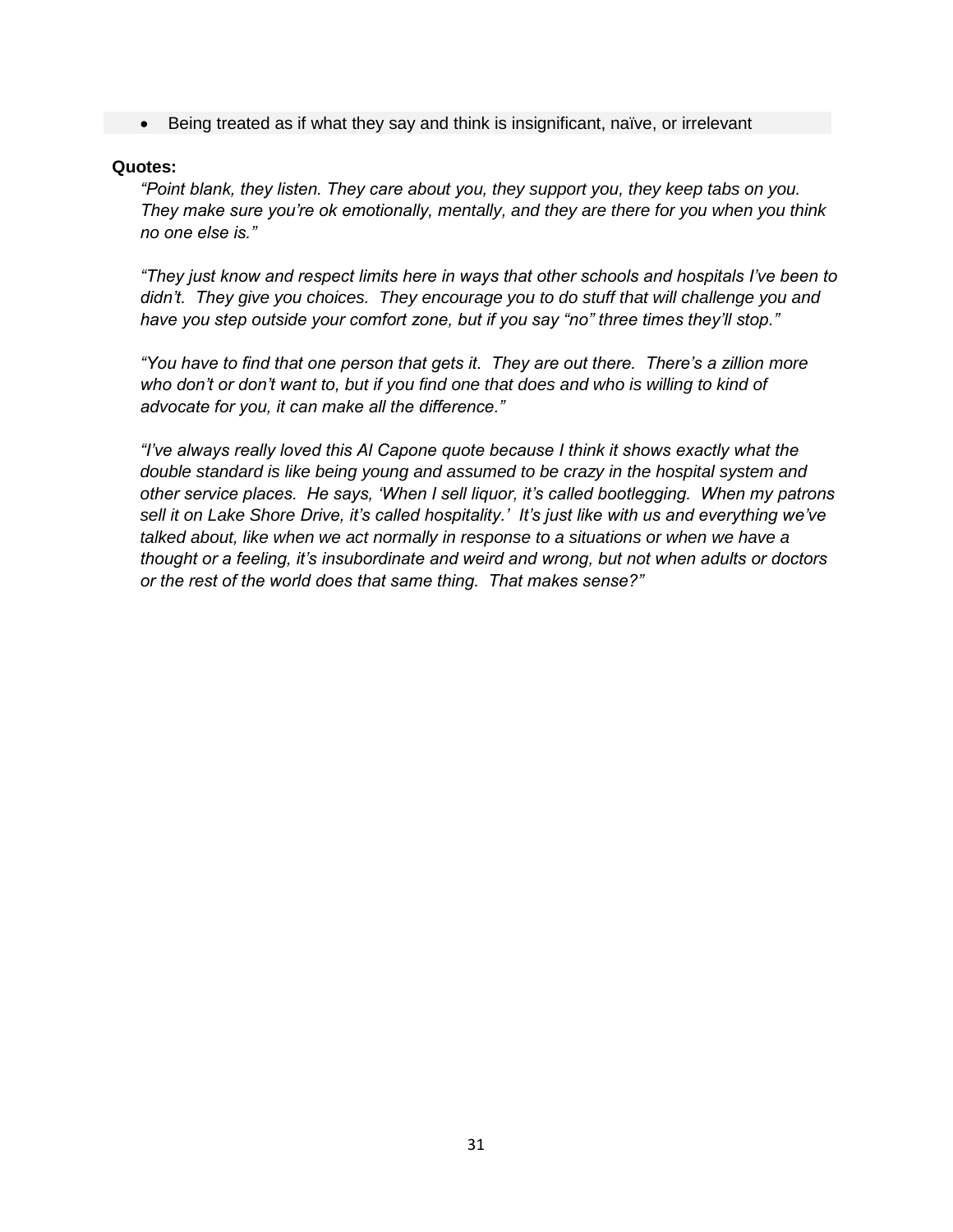- Being treated as if what they say and think is insignificant, naïve, or irrelevant

**Quotes:**

*"Point blank, they listen. They care about you, they support you, they keep tabs on you. They make sure you're ok emotionally, mentally, and they are there for you when you think no one else is."*

*"They just know and respect limits here in ways that other schools and hospitals I've been to didn't. They give you choices. They encourage you to do stuff that will challenge you and have you step outside your comfort zone, but if you say "no" three times they'll stop."*

*"You have to find that one person that gets it. They are out there. There's a zillion more who don't or don't want to, but if you find one that does and who is willing to kind of advocate for you, it can make all the difference."*

*"I've always really loved this Al Capone quote because I think it shows exactly what the double standard is like being young and assumed to be crazy in the hospital system and other service places. He says, 'When I sell liquor, it's called bootlegging. When my patrons sell it on Lake Shore Drive, it's called hospitality.' It's just like with us and everything we've talked about, like when we act normally in response to a situations or when we have a thought or a feeling, it's insubordinate and weird and wrong, but not when adults or doctors or the rest of the world does that same thing. That makes sense?"*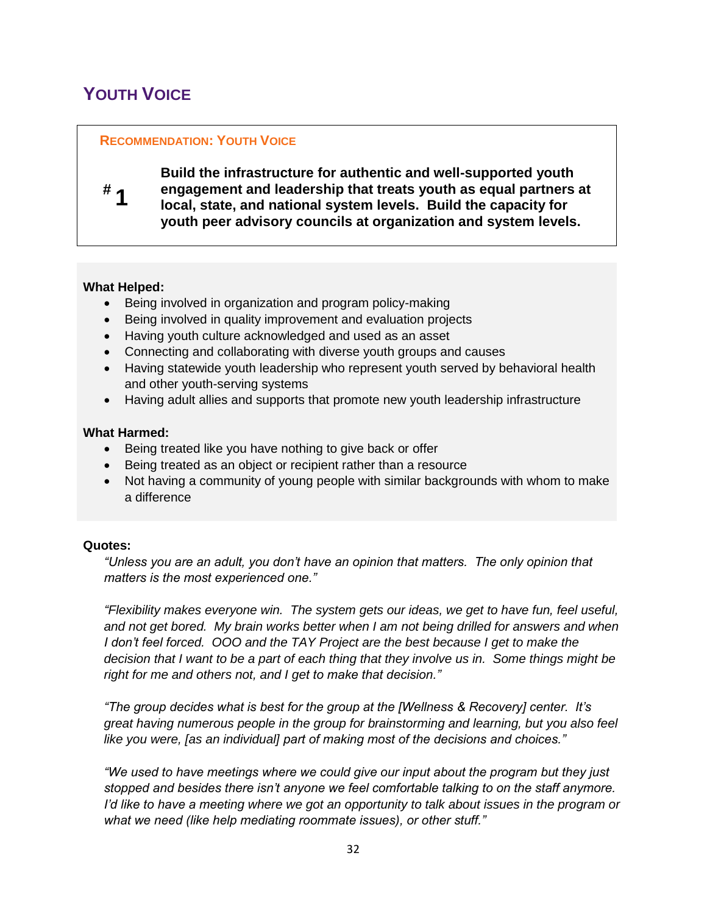## Youth Voice

**Recommendation: Youth Voice**

**# 1** **Build the infrastructure for authentic and well-supported youth engagement and leadership that treats youth as equal partners at local, state, and national system levels. Build the capacity for youth peer advisory councils at organization and system levels.**

**What Helped:**

- Being involved in organization and program policy-making
- Being involved in quality improvement and evaluation projects
- Having youth culture acknowledged and used as an asset
- Connecting and collaborating with diverse youth groups and causes
- Having statewide youth leadership who represent youth served by behavioral health and other youth-serving systems
- Having adult allies and supports that promote new youth leadership infrastructure

**What Harmed:**

- Being treated like you have nothing to give back or offer
- Being treated as an object or recipient rather than a resource
- Not having a community of young people with similar backgrounds with whom to make a difference

**Quotes:**

*"Unless you are an adult, you don't have an opinion that matters. The only opinion that matters is the most experienced one."*

*"Flexibility makes everyone win. The system gets our ideas, we get to have fun, feel useful, and not get bored. My brain works better when I am not being drilled for answers and when I don't feel forced. OOO and the TAY Project are the best because I get to make the decision that I want to be a part of each thing that they involve us in. Some things might be right for me and others not, and I get to make that decision."*

*"The group decides what is best for the group at the [Wellness & Recovery] center. It's great having numerous people in the group for brainstorming and learning, but you also feel like you were, [as an individual] part of making most of the decisions and choices."*

*"We used to have meetings where we could give our input about the program but they just stopped and besides there isn't anyone we feel comfortable talking to on the staff anymore. I'd like to have a meeting where we got an opportunity to talk about issues in the program or what we need (like help mediating roommate issues), or other stuff."*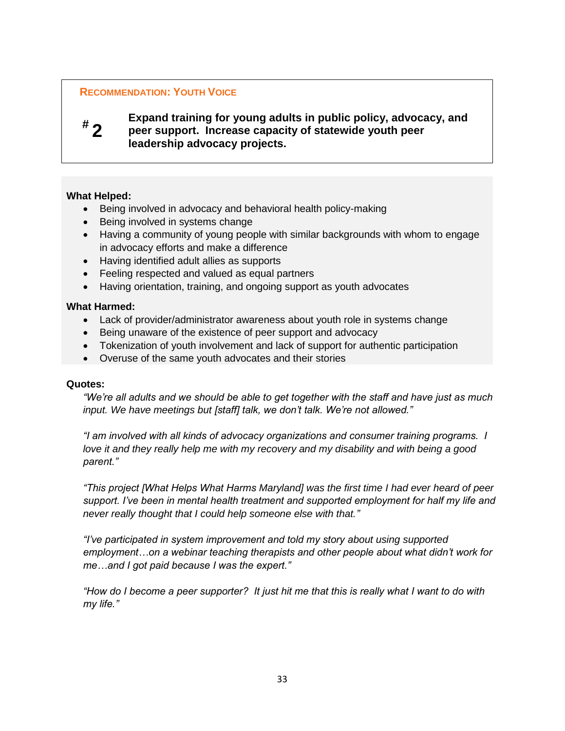## Recommendation: Youth Voice

**# 2** **Expand training for young adults in public policy, advocacy, and peer support. Increase capacity of statewide youth peer leadership advocacy projects.**

**What Helped:**

- Being involved in advocacy and behavioral health policy-making
- Being involved in systems change
- Having a community of young people with similar backgrounds with whom to engage in advocacy efforts and make a difference
- Having identified adult allies as supports
- Feeling respected and valued as equal partners
- Having orientation, training, and ongoing support as youth advocates

**What Harmed:**

- Lack of provider/administrator awareness about youth role in systems change
- Being unaware of the existence of peer support and advocacy
- Tokenization of youth involvement and lack of support for authentic participation
- Overuse of the same youth advocates and their stories

**Quotes:**

*"We're all adults and we should be able to get together with the staff and have just as much input. We have meetings but [staff] talk, we don't talk. We're not allowed."*

*"I am involved with all kinds of advocacy organizations and consumer training programs. I love it and they really help me with my recovery and my disability and with being a good parent."*

*"This project [What Helps What Harms Maryland] was the first time I had ever heard of peer support. I've been in mental health treatment and supported employment for half my life and never really thought that I could help someone else with that."*

*"I've participated in system improvement and told my story about using supported employment…on a webinar teaching therapists and other people about what didn't work for me…and I got paid because I was the expert."*

*"How do I become a peer supporter? It just hit me that this is really what I want to do with my life."*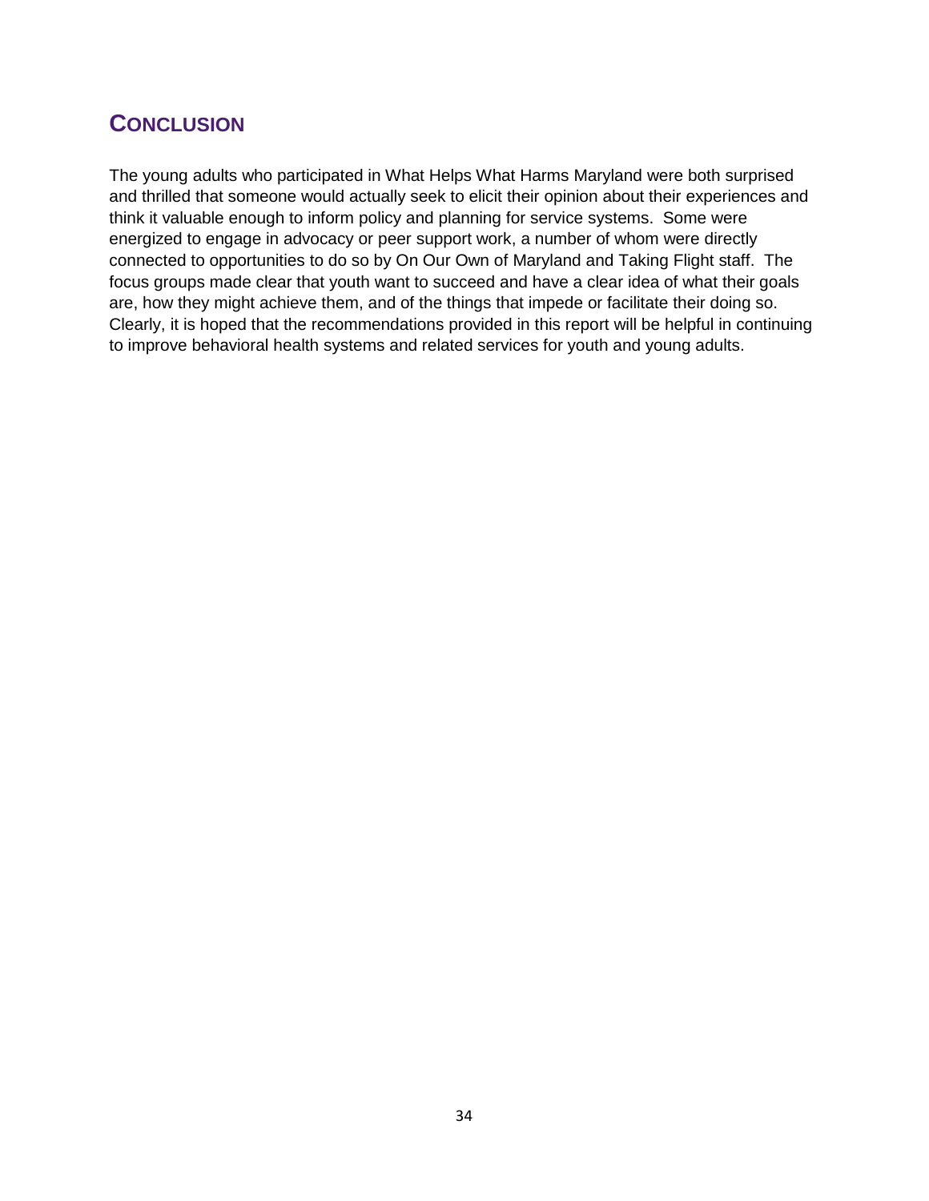## Conclusion

The young adults who participated in What Helps What Harms Maryland were both surprised and thrilled that someone would actually seek to elicit their opinion about their experiences and think it valuable enough to inform policy and planning for service systems. Some were energized to engage in advocacy or peer support work, a number of whom were directly connected to opportunities to do so by On Our Own of Maryland and Taking Flight staff. The focus groups made clear that youth want to succeed and have a clear idea of what their goals are, how they might achieve them, and of the things that impede or facilitate their doing so. Clearly, it is hoped that the recommendations provided in this report will be helpful in continuing to improve behavioral health systems and related services for youth and young adults.